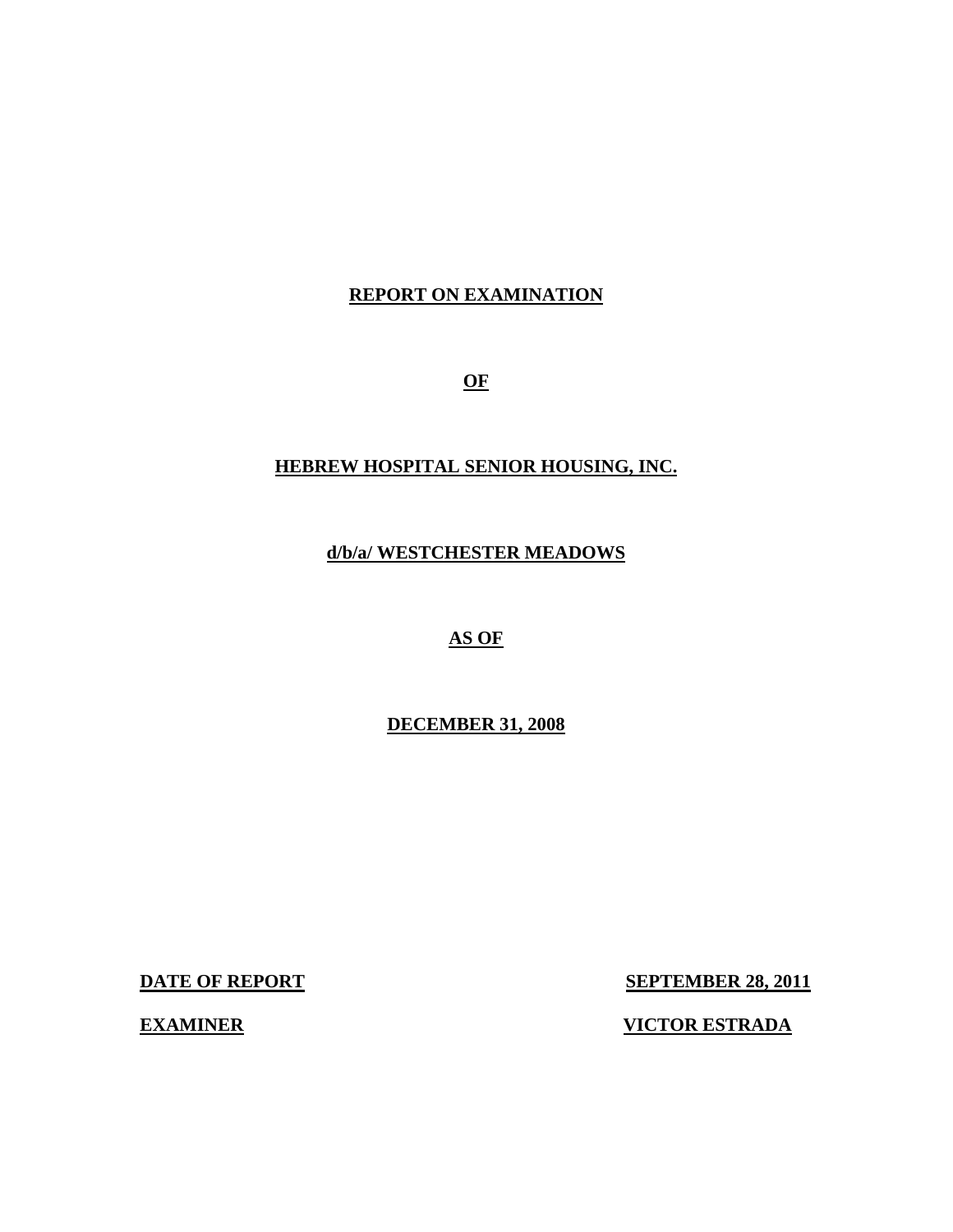**REPORT ON EXAMINATION**

**OF**

**HEBREW HOSPITAL SENIOR HOUSING, INC.**

**d/b/a/ WESTCHESTER MEADOWS**

**AS OF**

**DECEMBER 31, 2008**

**DATE OF REPORT** **SEPTEMBER 28, 2011**

**EXAMINER** **VICTOR ESTRADA**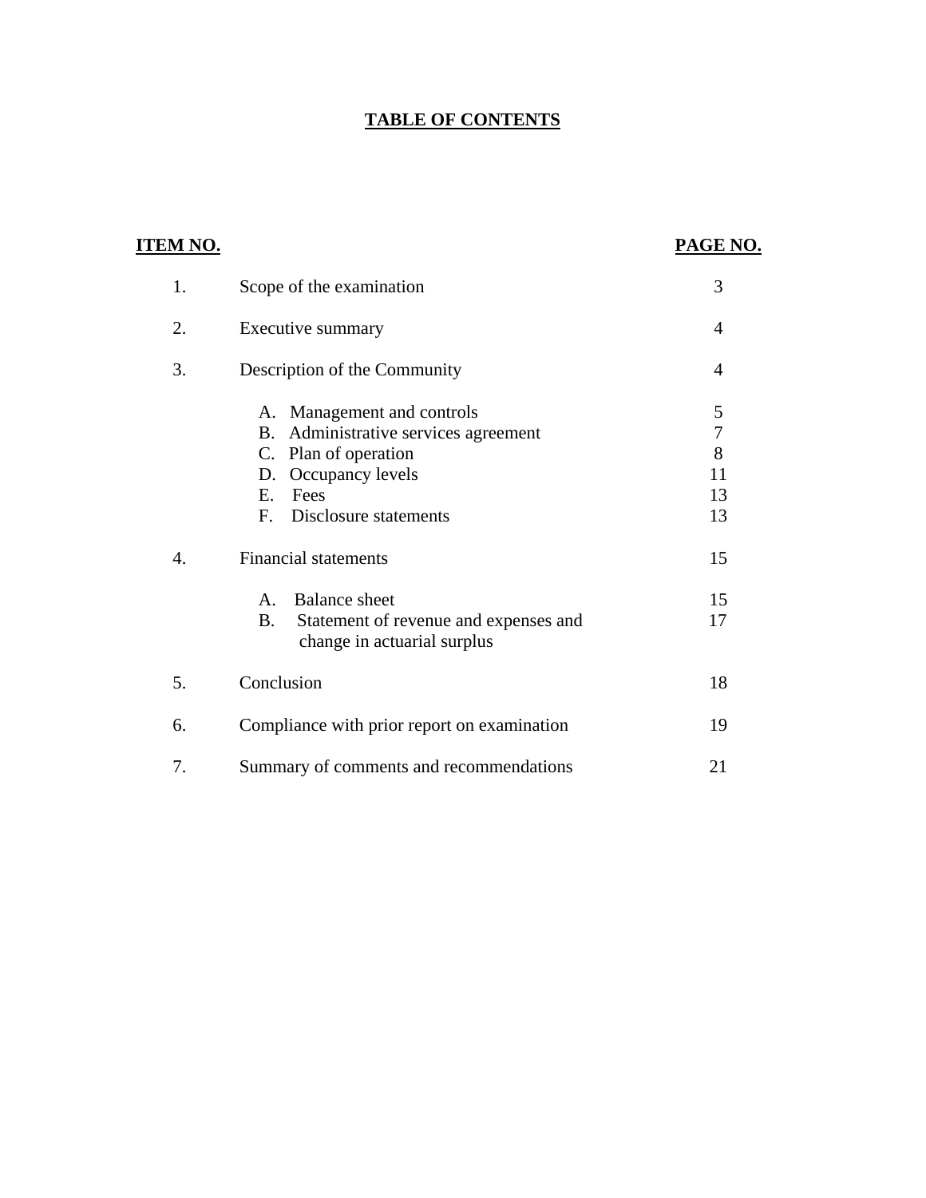# TABLE OF CONTENTS

| ITEM NO. | | PAGE NO. |
|---|---|---|
| 1. | Scope of the examination | 3 |
| 2. | Executive summary | 4 |
| 3. | Description of the Community | 4 |
| | A. Management and controls | 5 |
| | B. Administrative services agreement | 7 |
| | C. Plan of operation | 8 |
| | D. Occupancy levels | 11 |
| | E. Fees | 13 |
| | F. Disclosure statements | 13 |
| 4. | Financial statements | 15 |
| | A. Balance sheet | 15 |
| | B. Statement of revenue and expenses and change in actuarial surplus | 17 |
| 5. | Conclusion | 18 |
| 6. | Compliance with prior report on examination | 19 |
| 7. | Summary of comments and recommendations | 21 |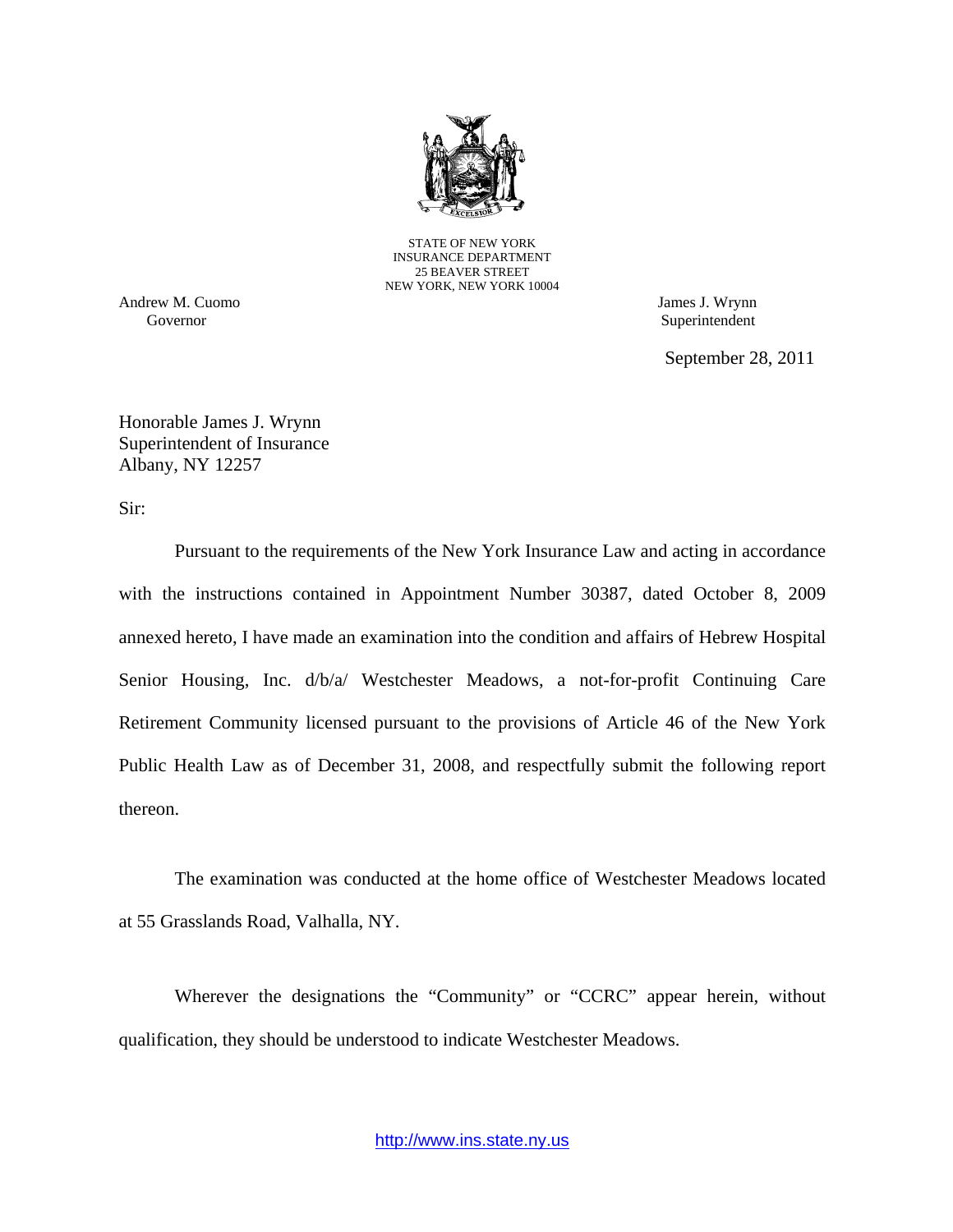STATE OF NEW YORK
INSURANCE DEPARTMENT
25 BEAVER STREET
NEW YORK, NEW YORK 10004

Andrew M. Cuomo
Governor

James J. Wrynn
Superintendent

September 28, 2011

Honorable James J. Wrynn
Superintendent of Insurance
Albany, NY 12257

Sir:

Pursuant to the requirements of the New York Insurance Law and acting in accordance with the instructions contained in Appointment Number 30387, dated October 8, 2009 annexed hereto, I have made an examination into the condition and affairs of Hebrew Hospital Senior Housing, Inc. d/b/a/ Westchester Meadows, a not-for-profit Continuing Care Retirement Community licensed pursuant to the provisions of Article 46 of the New York Public Health Law as of December 31, 2008, and respectfully submit the following report thereon.

The examination was conducted at the home office of Westchester Meadows located at 55 Grasslands Road, Valhalla, NY.

Wherever the designations the "Community" or "CCRC" appear herein, without qualification, they should be understood to indicate Westchester Meadows.

http://www.ins.state.ny.us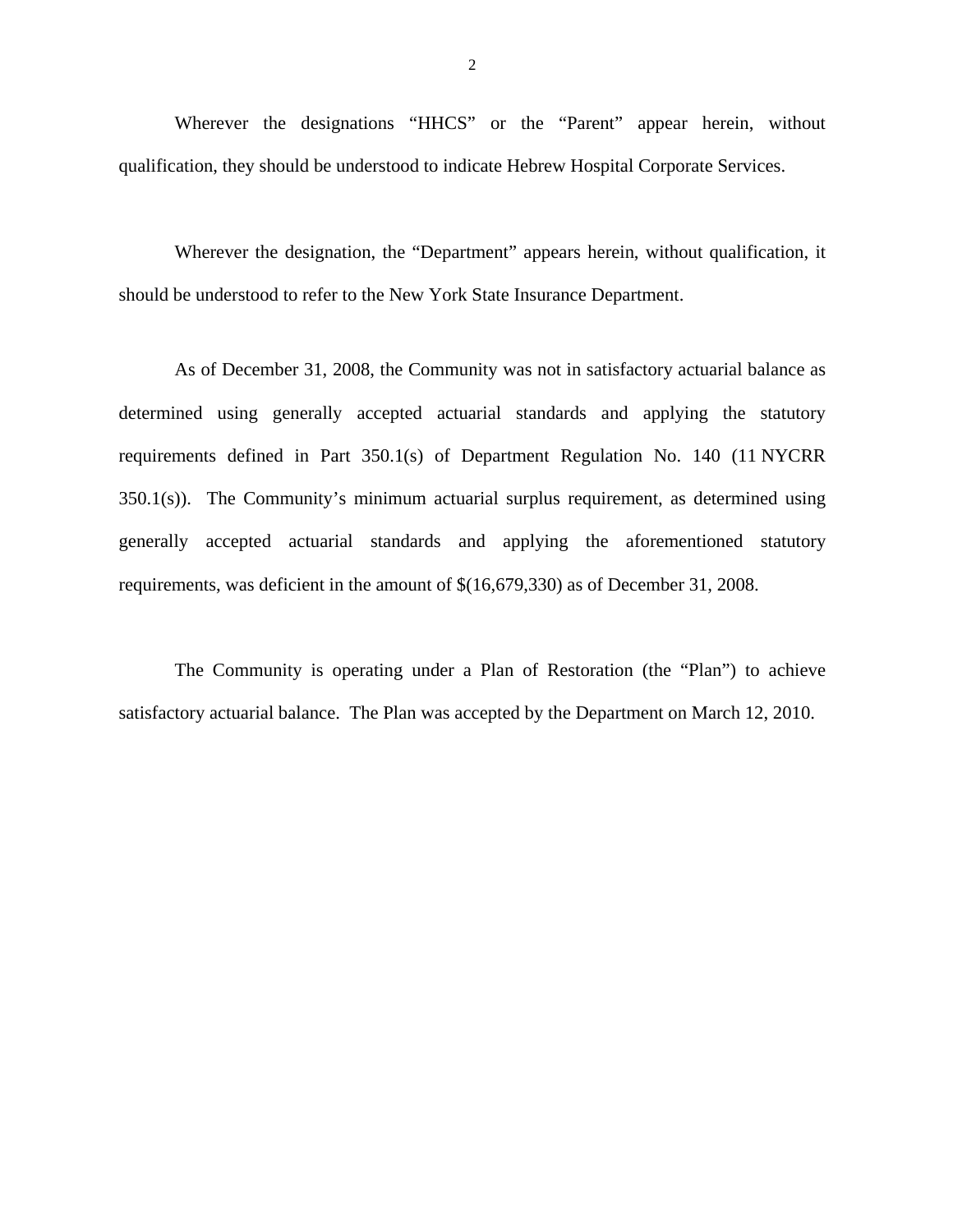Wherever the designations "HHCS" or the "Parent" appear herein, without qualification, they should be understood to indicate Hebrew Hospital Corporate Services.

Wherever the designation, the "Department" appears herein, without qualification, it should be understood to refer to the New York State Insurance Department.

As of December 31, 2008, the Community was not in satisfactory actuarial balance as determined using generally accepted actuarial standards and applying the statutory requirements defined in Part 350.1(s) of Department Regulation No. 140 (11 NYCRR 350.1(s)). The Community's minimum actuarial surplus requirement, as determined using generally accepted actuarial standards and applying the aforementioned statutory requirements, was deficient in the amount of $(16,679,330) as of December 31, 2008.

The Community is operating under a Plan of Restoration (the "Plan") to achieve satisfactory actuarial balance. The Plan was accepted by the Department on March 12, 2010.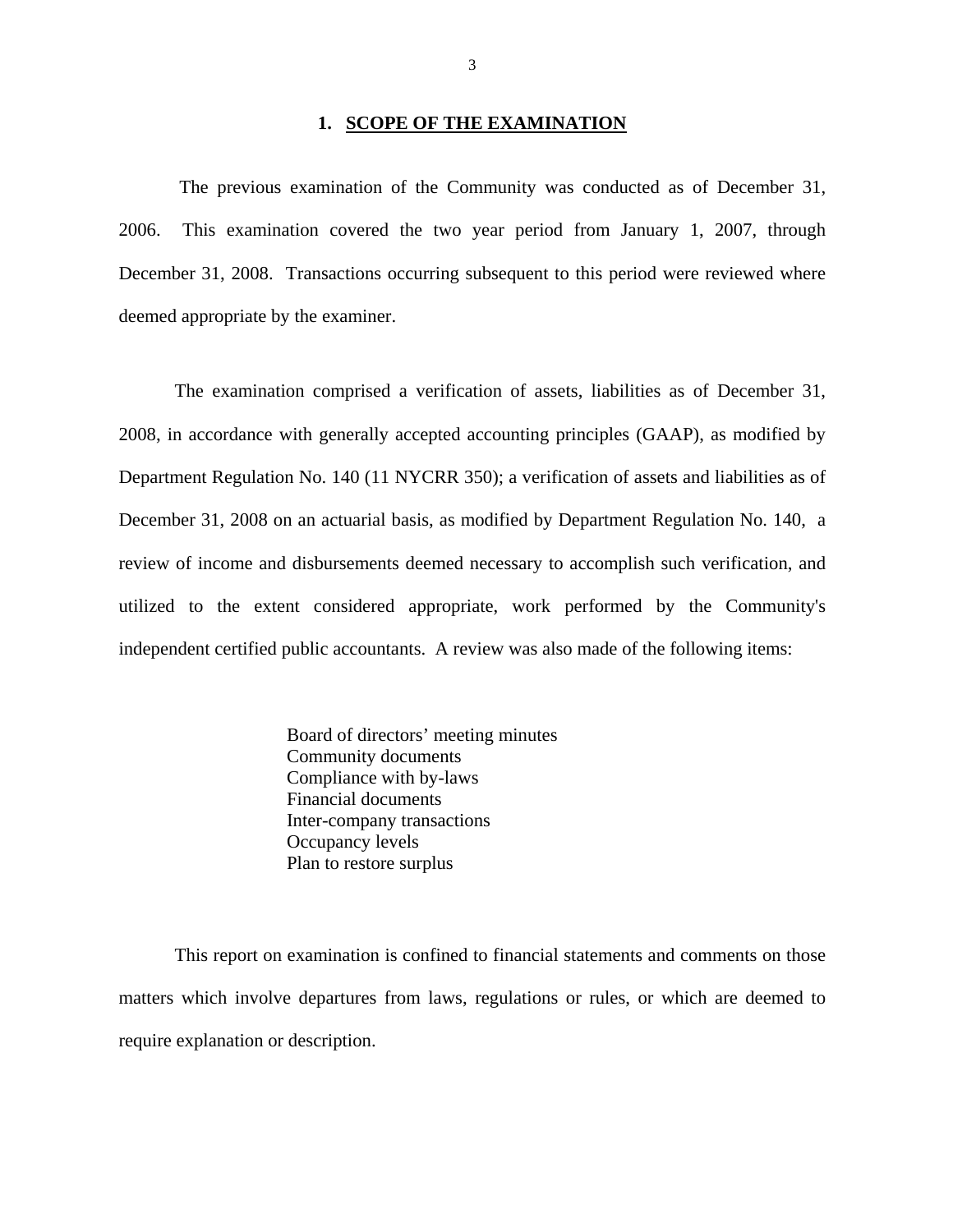## 1. SCOPE OF THE EXAMINATION

The previous examination of the Community was conducted as of December 31, 2006. This examination covered the two year period from January 1, 2007, through December 31, 2008. Transactions occurring subsequent to this period were reviewed where deemed appropriate by the examiner.

The examination comprised a verification of assets, liabilities as of December 31, 2008, in accordance with generally accepted accounting principles (GAAP), as modified by Department Regulation No. 140 (11 NYCRR 350); a verification of assets and liabilities as of December 31, 2008 on an actuarial basis, as modified by Department Regulation No. 140, a review of income and disbursements deemed necessary to accomplish such verification, and utilized to the extent considered appropriate, work performed by the Community's independent certified public accountants. A review was also made of the following items:

Board of directors' meeting minutes
Community documents
Compliance with by-laws
Financial documents
Inter-company transactions
Occupancy levels
Plan to restore surplus

This report on examination is confined to financial statements and comments on those matters which involve departures from laws, regulations or rules, or which are deemed to require explanation or description.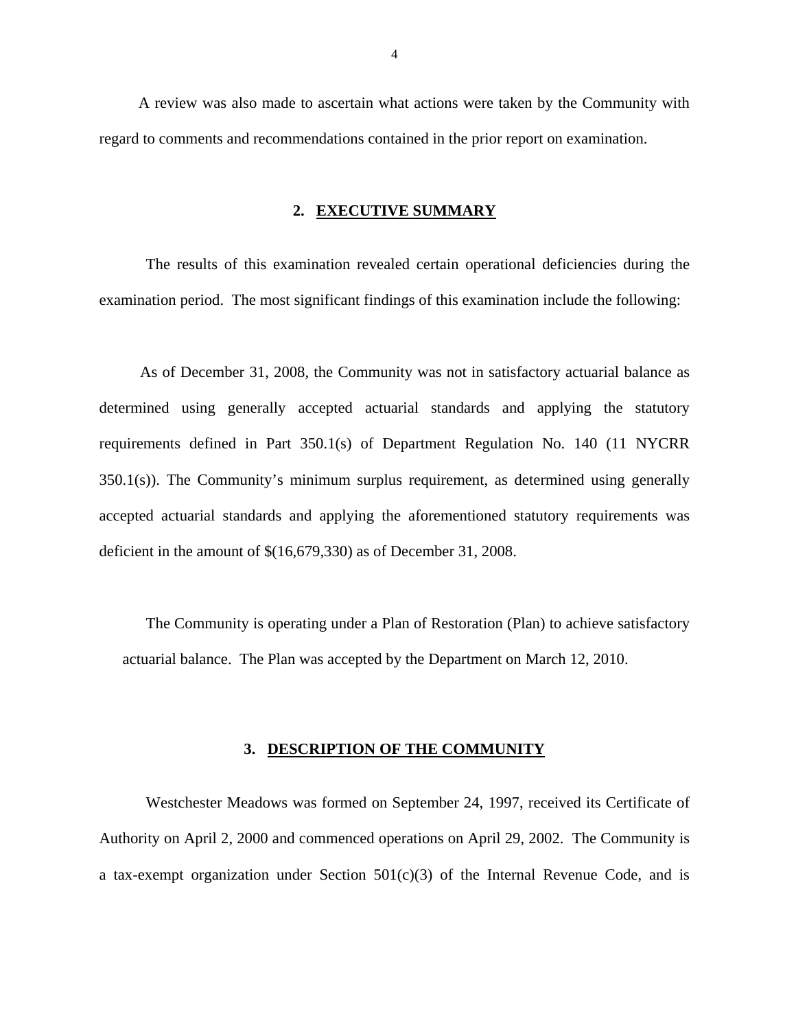A review was also made to ascertain what actions were taken by the Community with regard to comments and recommendations contained in the prior report on examination.

## 2. EXECUTIVE SUMMARY

The results of this examination revealed certain operational deficiencies during the examination period. The most significant findings of this examination include the following:

As of December 31, 2008, the Community was not in satisfactory actuarial balance as determined using generally accepted actuarial standards and applying the statutory requirements defined in Part 350.1(s) of Department Regulation No. 140 (11 NYCRR 350.1(s)). The Community's minimum surplus requirement, as determined using generally accepted actuarial standards and applying the aforementioned statutory requirements was deficient in the amount of $(16,679,330) as of December 31, 2008.

The Community is operating under a Plan of Restoration (Plan) to achieve satisfactory actuarial balance. The Plan was accepted by the Department on March 12, 2010.

## 3. DESCRIPTION OF THE COMMUNITY

Westchester Meadows was formed on September 24, 1997, received its Certificate of Authority on April 2, 2000 and commenced operations on April 29, 2002. The Community is a tax-exempt organization under Section 501(c)(3) of the Internal Revenue Code, and is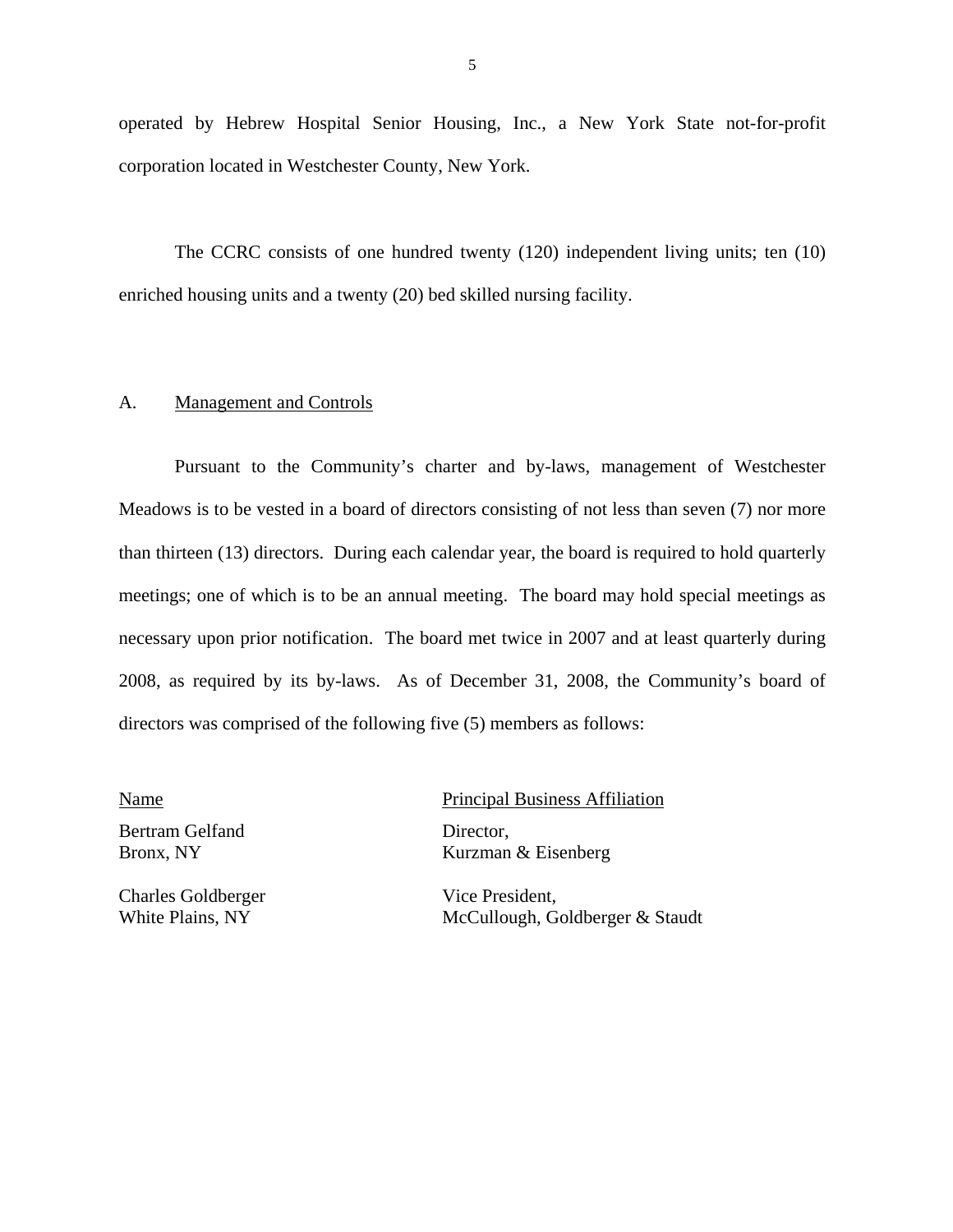operated by Hebrew Hospital Senior Housing, Inc., a New York State not-for-profit corporation located in Westchester County, New York.

The CCRC consists of one hundred twenty (120) independent living units; ten (10) enriched housing units and a twenty (20) bed skilled nursing facility.

## A. Management and Controls

Pursuant to the Community's charter and by-laws, management of Westchester Meadows is to be vested in a board of directors consisting of not less than seven (7) nor more than thirteen (13) directors. During each calendar year, the board is required to hold quarterly meetings; one of which is to be an annual meeting. The board may hold special meetings as necessary upon prior notification. The board met twice in 2007 and at least quarterly during 2008, as required by its by-laws. As of December 31, 2008, the Community's board of directors was comprised of the following five (5) members as follows:

| Name | Principal Business Affiliation |
|---|---|
| Bertram Gelfand<br>Bronx, NY | Director,<br>Kurzman & Eisenberg |
| Charles Goldberger<br>White Plains, NY | Vice President,<br>McCullough, Goldberger & Staudt |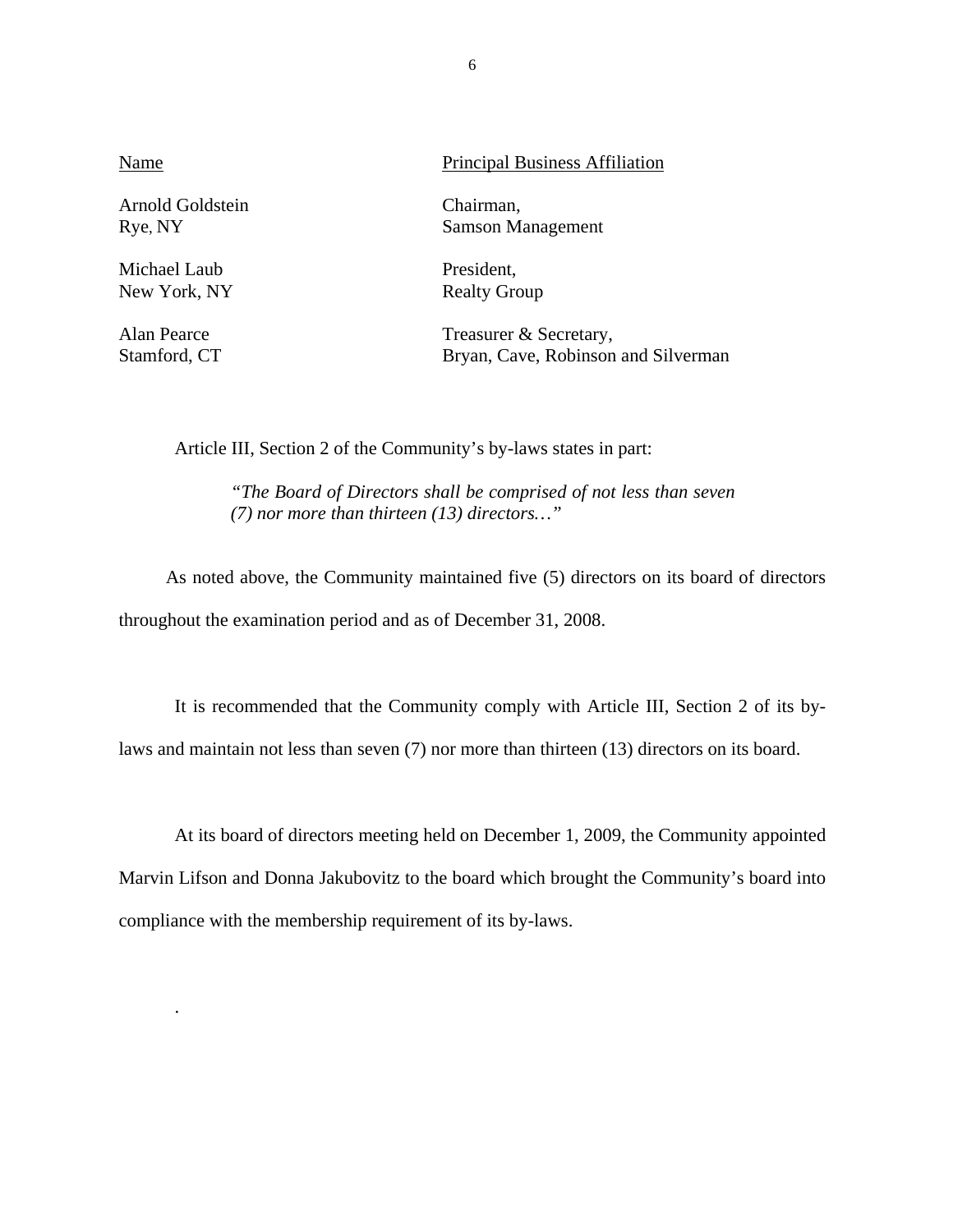| Name | Principal Business Affiliation |
|---|---|
| Arnold Goldstein<br>Rye, NY | Chairman,<br>Samson Management |
| Michael Laub<br>New York, NY | President,<br>Realty Group |
| Alan Pearce<br>Stamford, CT | Treasurer & Secretary,<br>Bryan, Cave, Robinson and Silverman |

Article III, Section 2 of the Community's by-laws states in part:

> *"The Board of Directors shall be comprised of not less than seven (7) nor more than thirteen (13) directors…"*

As noted above, the Community maintained five (5) directors on its board of directors throughout the examination period and as of December 31, 2008.

It is recommended that the Community comply with Article III, Section 2 of its by-laws and maintain not less than seven (7) nor more than thirteen (13) directors on its board.

At its board of directors meeting held on December 1, 2009, the Community appointed Marvin Lifson and Donna Jakubovitz to the board which brought the Community's board into compliance with the membership requirement of its by-laws.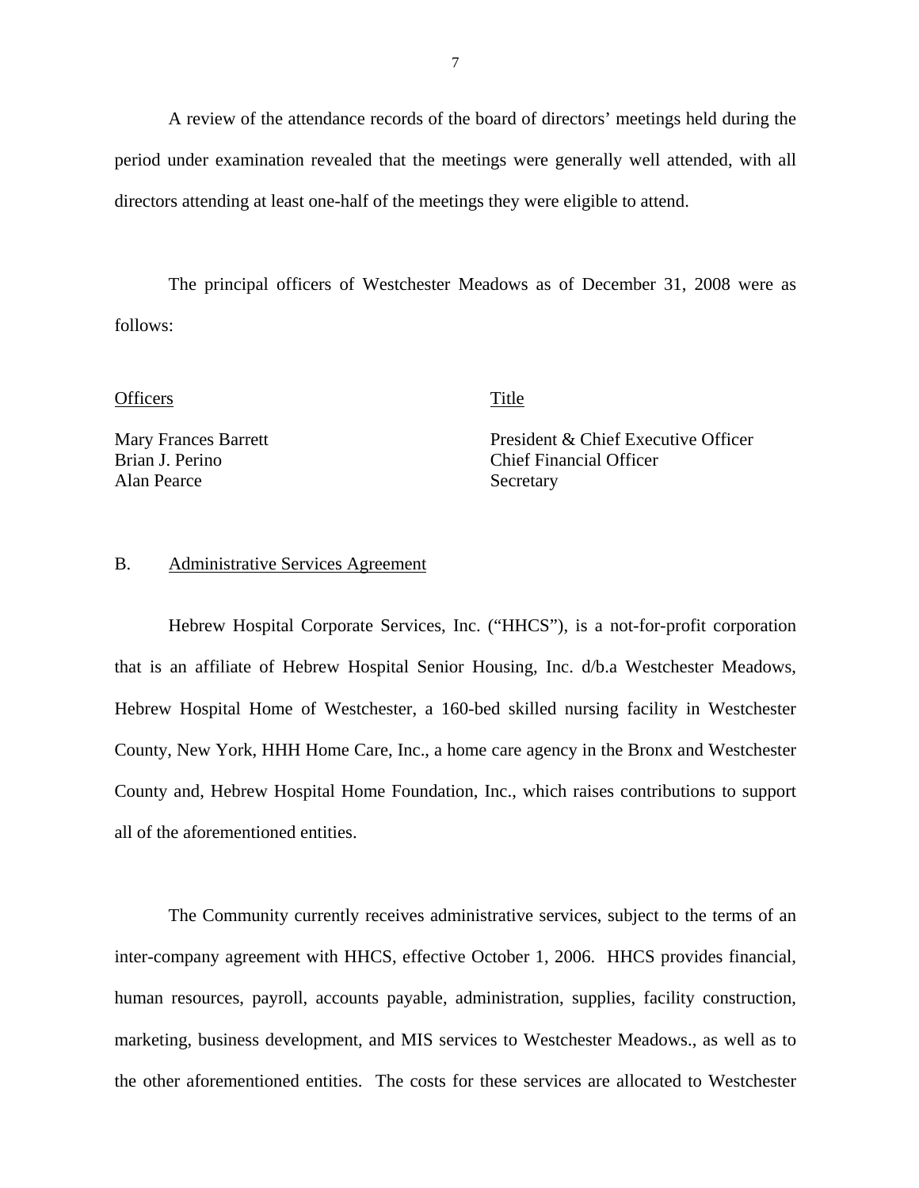A review of the attendance records of the board of directors' meetings held during the period under examination revealed that the meetings were generally well attended, with all directors attending at least one-half of the meetings they were eligible to attend.

The principal officers of Westchester Meadows as of December 31, 2008 were as follows:

| Officers | Title |
| --- | --- |
| Mary Frances Barrett | President & Chief Executive Officer |
| Brian J. Perino | Chief Financial Officer |
| Alan Pearce | Secretary |

## B. Administrative Services Agreement

Hebrew Hospital Corporate Services, Inc. ("HHCS"), is a not-for-profit corporation that is an affiliate of Hebrew Hospital Senior Housing, Inc. d/b.a Westchester Meadows, Hebrew Hospital Home of Westchester, a 160-bed skilled nursing facility in Westchester County, New York, HHH Home Care, Inc., a home care agency in the Bronx and Westchester County and, Hebrew Hospital Home Foundation, Inc., which raises contributions to support all of the aforementioned entities.

The Community currently receives administrative services, subject to the terms of an inter-company agreement with HHCS, effective October 1, 2006. HHCS provides financial, human resources, payroll, accounts payable, administration, supplies, facility construction, marketing, business development, and MIS services to Westchester Meadows., as well as to the other aforementioned entities. The costs for these services are allocated to Westchester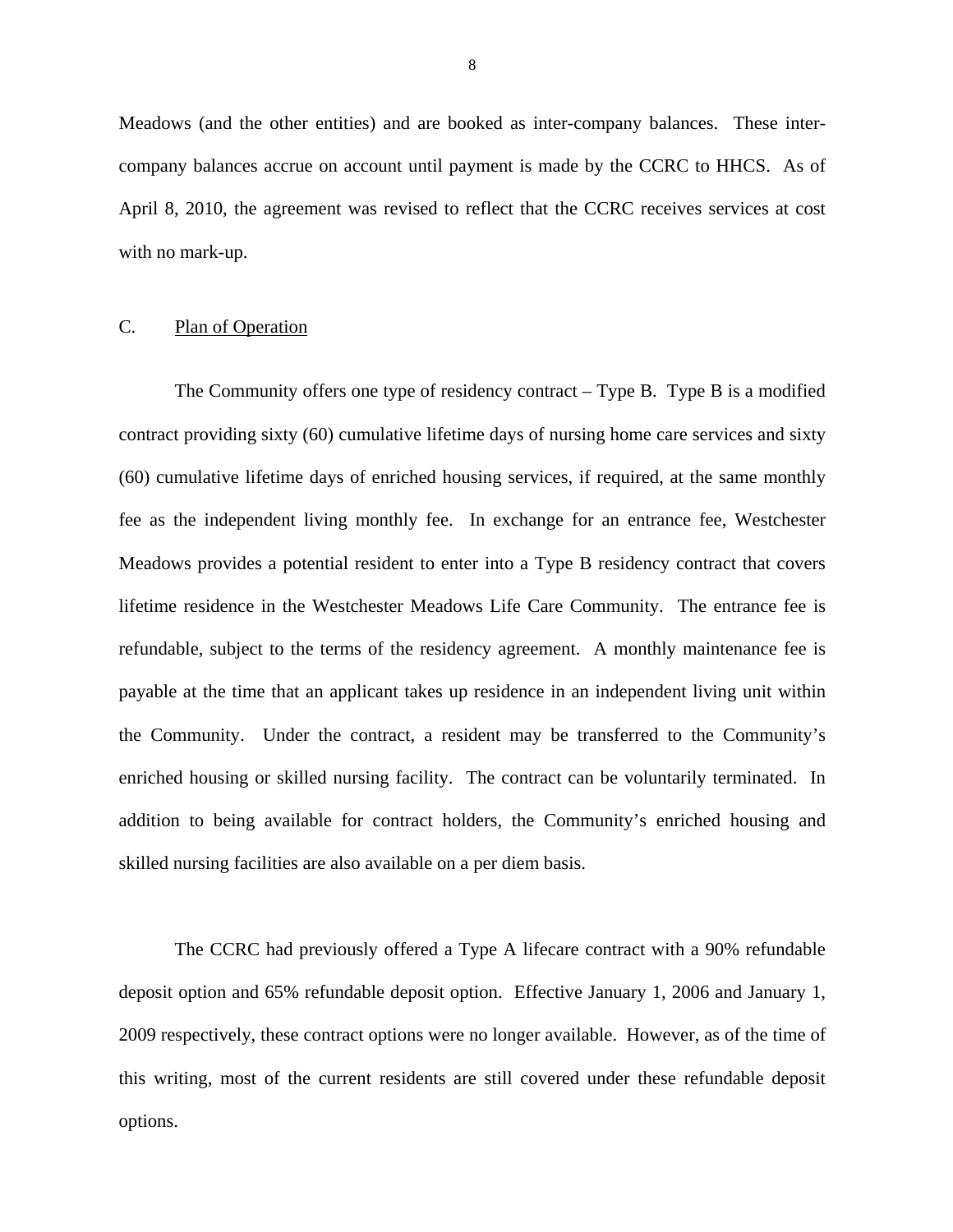Meadows (and the other entities) and are booked as inter-company balances. These inter-company balances accrue on account until payment is made by the CCRC to HHCS. As of April 8, 2010, the agreement was revised to reflect that the CCRC receives services at cost with no mark-up.

## C. Plan of Operation

The Community offers one type of residency contract – Type B. Type B is a modified contract providing sixty (60) cumulative lifetime days of nursing home care services and sixty (60) cumulative lifetime days of enriched housing services, if required, at the same monthly fee as the independent living monthly fee. In exchange for an entrance fee, Westchester Meadows provides a potential resident to enter into a Type B residency contract that covers lifetime residence in the Westchester Meadows Life Care Community. The entrance fee is refundable, subject to the terms of the residency agreement. A monthly maintenance fee is payable at the time that an applicant takes up residence in an independent living unit within the Community. Under the contract, a resident may be transferred to the Community's enriched housing or skilled nursing facility. The contract can be voluntarily terminated. In addition to being available for contract holders, the Community's enriched housing and skilled nursing facilities are also available on a per diem basis.

The CCRC had previously offered a Type A lifecare contract with a 90% refundable deposit option and 65% refundable deposit option. Effective January 1, 2006 and January 1, 2009 respectively, these contract options were no longer available. However, as of the time of this writing, most of the current residents are still covered under these refundable deposit options.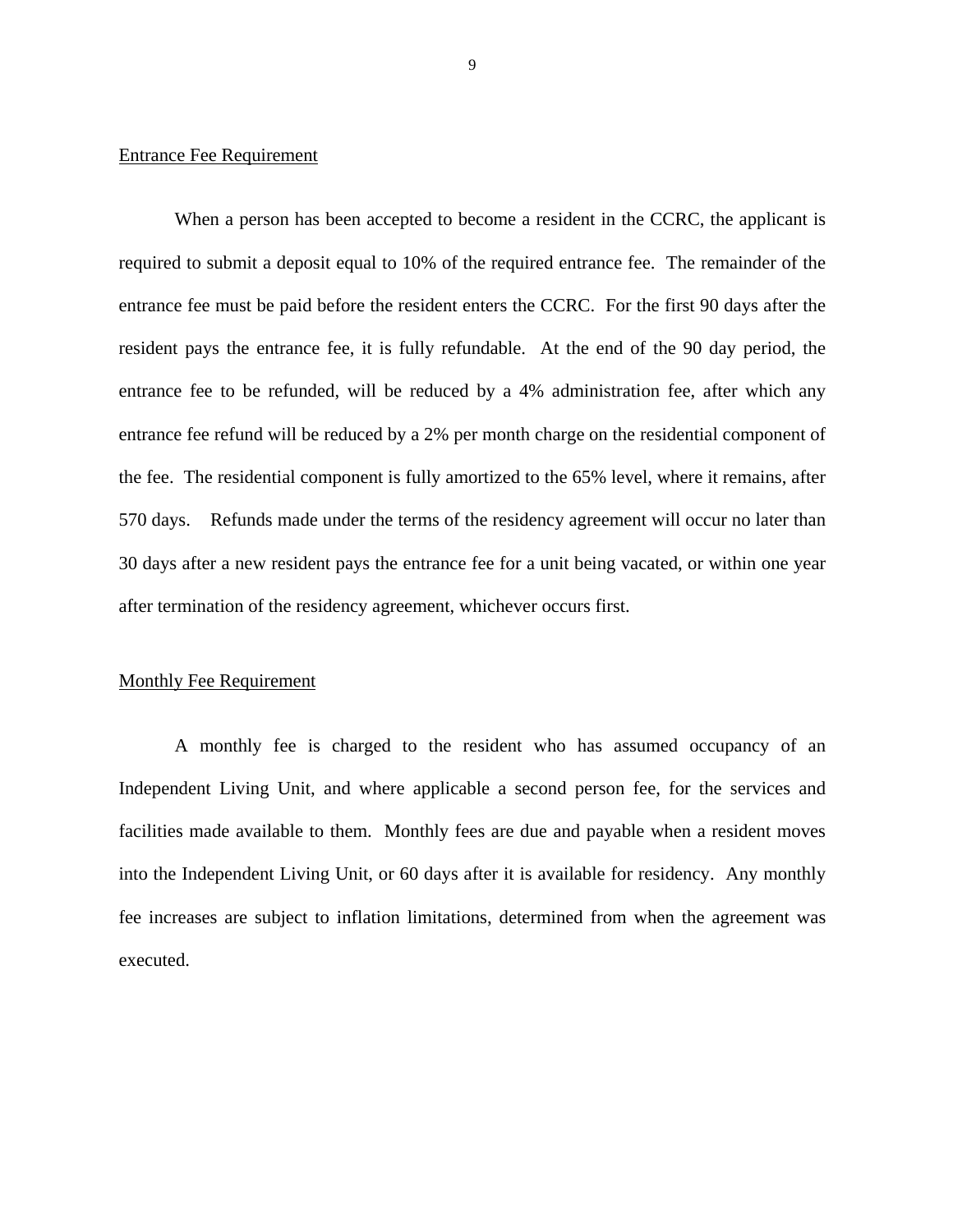## Entrance Fee Requirement

When a person has been accepted to become a resident in the CCRC, the applicant is required to submit a deposit equal to 10% of the required entrance fee. The remainder of the entrance fee must be paid before the resident enters the CCRC. For the first 90 days after the resident pays the entrance fee, it is fully refundable. At the end of the 90 day period, the entrance fee to be refunded, will be reduced by a 4% administration fee, after which any entrance fee refund will be reduced by a 2% per month charge on the residential component of the fee. The residential component is fully amortized to the 65% level, where it remains, after 570 days. Refunds made under the terms of the residency agreement will occur no later than 30 days after a new resident pays the entrance fee for a unit being vacated, or within one year after termination of the residency agreement, whichever occurs first.

## Monthly Fee Requirement

A monthly fee is charged to the resident who has assumed occupancy of an Independent Living Unit, and where applicable a second person fee, for the services and facilities made available to them. Monthly fees are due and payable when a resident moves into the Independent Living Unit, or 60 days after it is available for residency. Any monthly fee increases are subject to inflation limitations, determined from when the agreement was executed.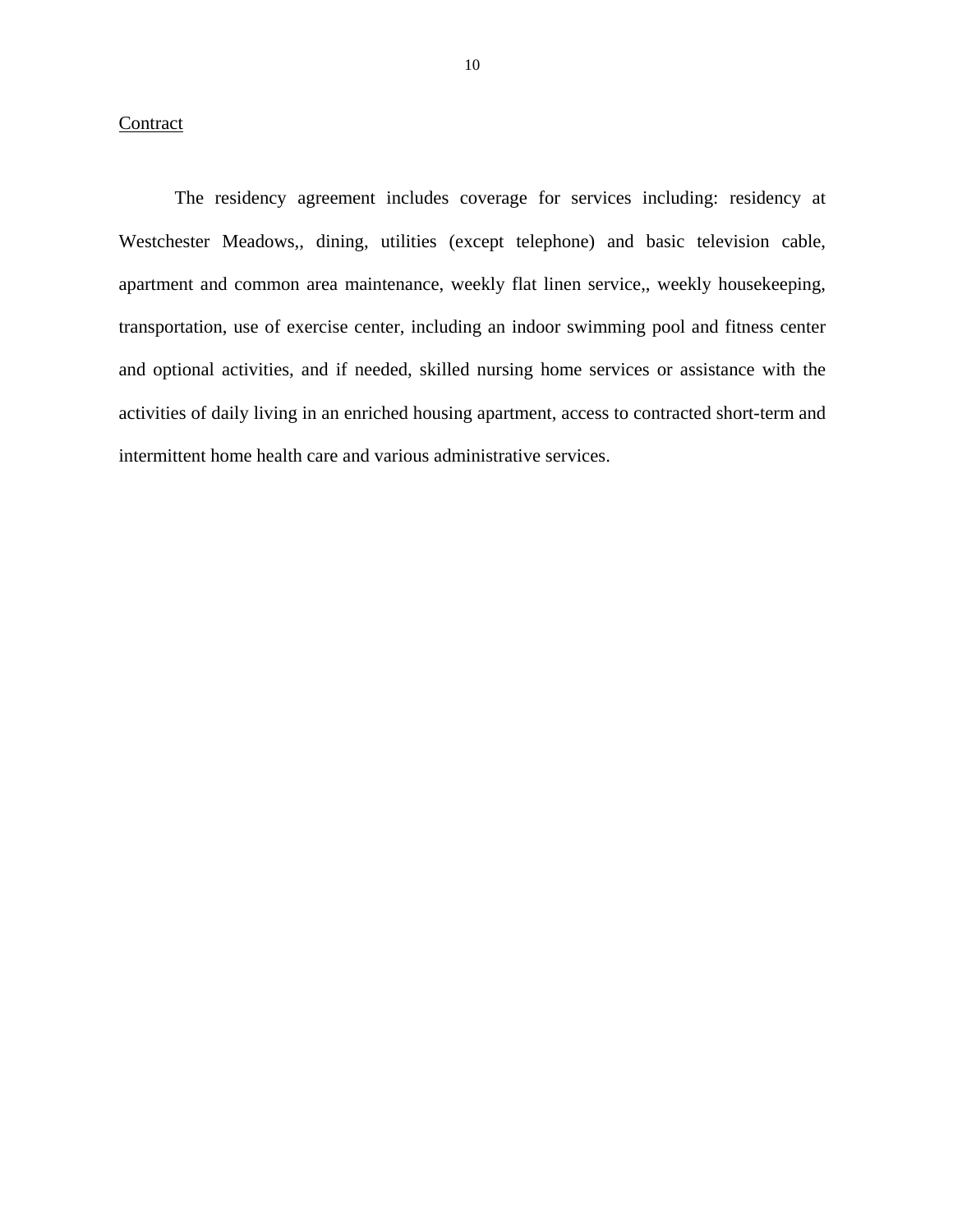<u>Contract</u>

The residency agreement includes coverage for services including: residency at Westchester Meadows,, dining, utilities (except telephone) and basic television cable, apartment and common area maintenance, weekly flat linen service,, weekly housekeeping, transportation, use of exercise center, including an indoor swimming pool and fitness center and optional activities, and if needed, skilled nursing home services or assistance with the activities of daily living in an enriched housing apartment, access to contracted short-term and intermittent home health care and various administrative services.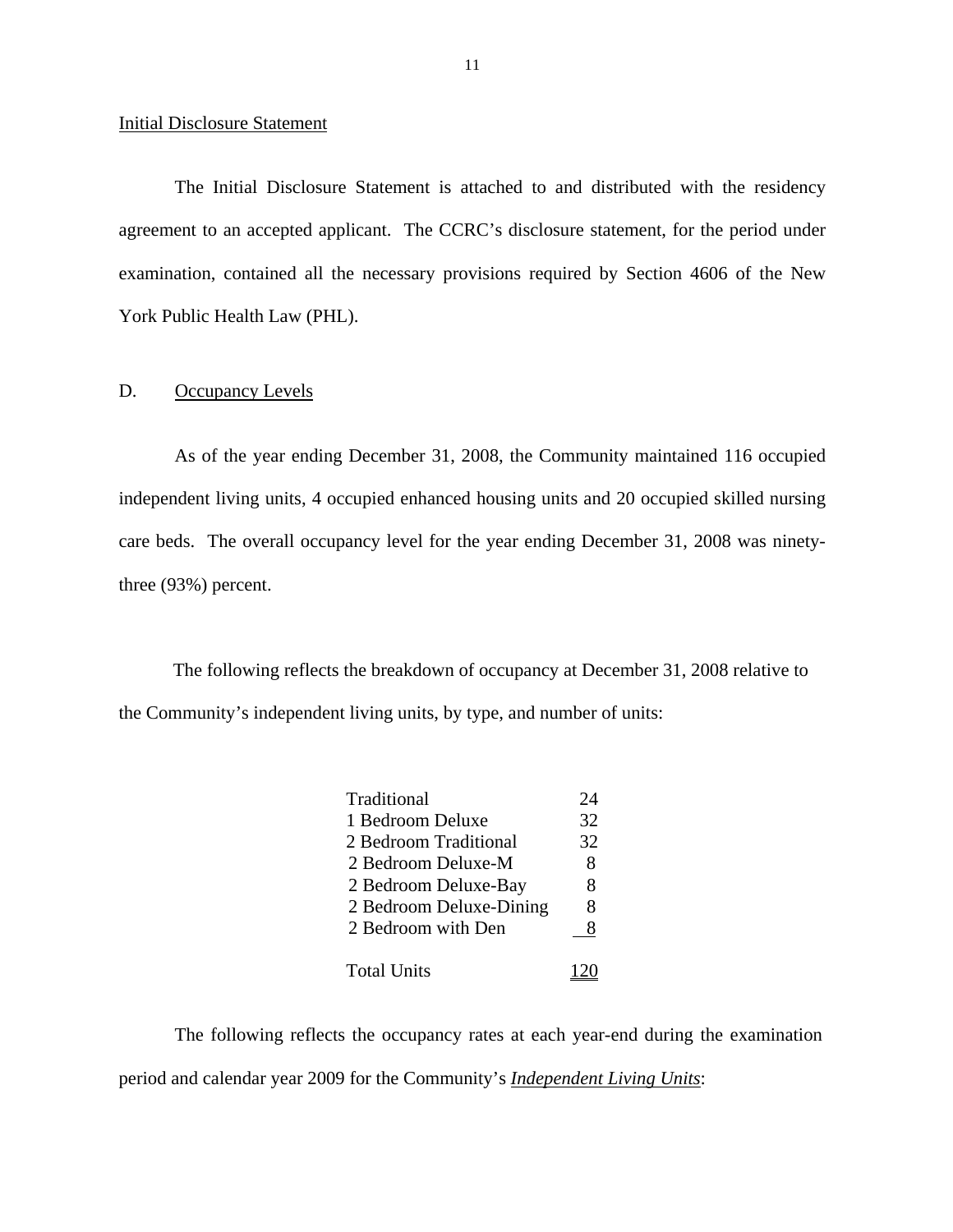Initial Disclosure Statement

The Initial Disclosure Statement is attached to and distributed with the residency agreement to an accepted applicant. The CCRC's disclosure statement, for the period under examination, contained all the necessary provisions required by Section 4606 of the New York Public Health Law (PHL).

D. Occupancy Levels

As of the year ending December 31, 2008, the Community maintained 116 occupied independent living units, 4 occupied enhanced housing units and 20 occupied skilled nursing care beds. The overall occupancy level for the year ending December 31, 2008 was ninety-three (93%) percent.

The following reflects the breakdown of occupancy at December 31, 2008 relative to the Community's independent living units, by type, and number of units:

| | |
|---|---|
| Traditional | 24 |
| 1 Bedroom Deluxe | 32 |
| 2 Bedroom Traditional | 32 |
| 2 Bedroom Deluxe-M | 8 |
| 2 Bedroom Deluxe-Bay | 8 |
| 2 Bedroom Deluxe-Dining | 8 |
| 2 Bedroom with Den | 8 |
| Total Units | 120 |

The following reflects the occupancy rates at each year-end during the examination period and calendar year 2009 for the Community's ***Independent Living Units***: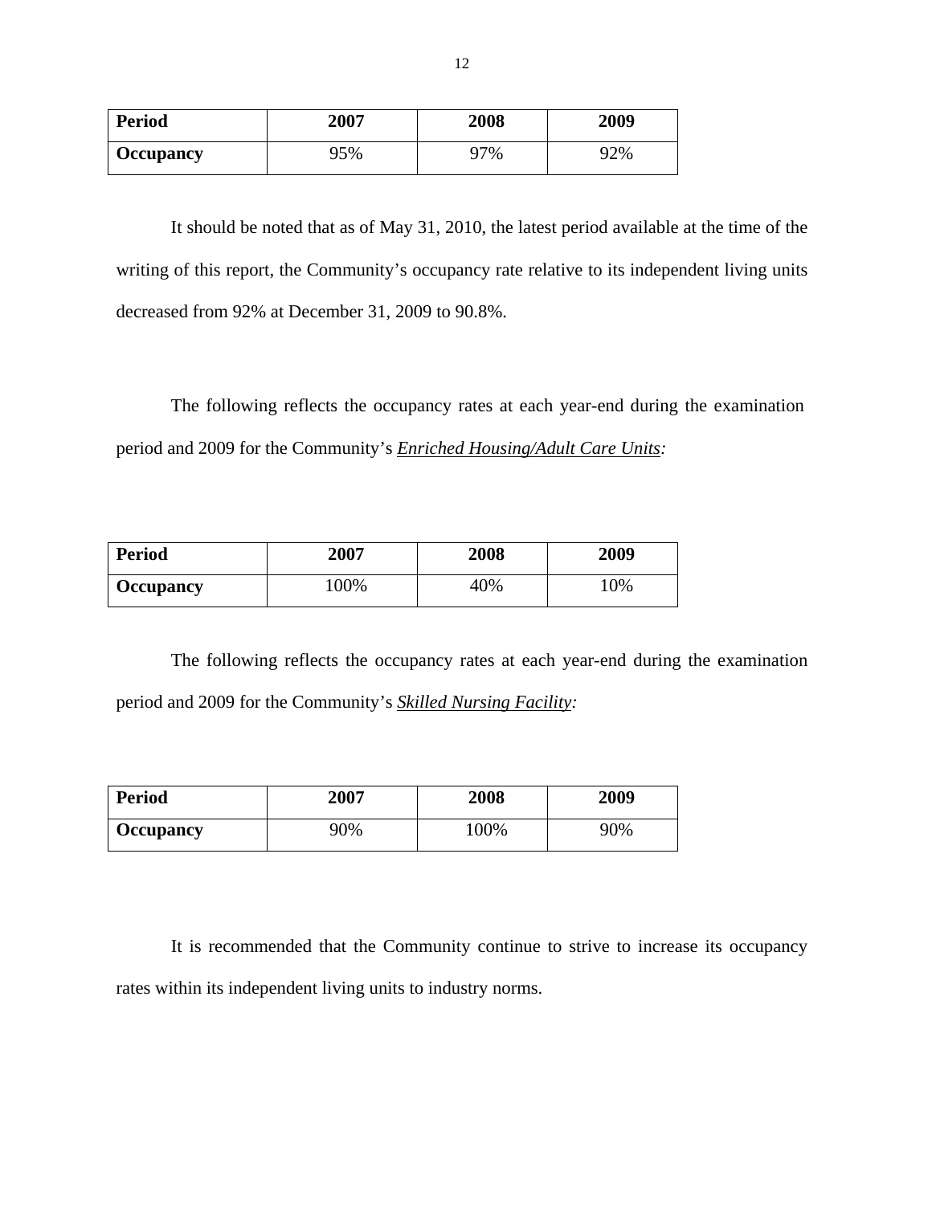| Period | 2007 | 2008 | 2009 |
|---|---|---|---|
| **Occupancy** | 95% | 97% | 92% |

It should be noted that as of May 31, 2010, the latest period available at the time of the writing of this report, the Community's occupancy rate relative to its independent living units decreased from 92% at December 31, 2009 to 90.8%.

The following reflects the occupancy rates at each year-end during the examination period and 2009 for the Community's *Enriched Housing/Adult Care Units:*

| Period | 2007 | 2008 | 2009 |
|---|---|---|---|
| **Occupancy** | 100% | 40% | 10% |

The following reflects the occupancy rates at each year-end during the examination period and 2009 for the Community's *Skilled Nursing Facility:*

| Period | 2007 | 2008 | 2009 |
|---|---|---|---|
| **Occupancy** | 90% | 100% | 90% |

It is recommended that the Community continue to strive to increase its occupancy rates within its independent living units to industry norms.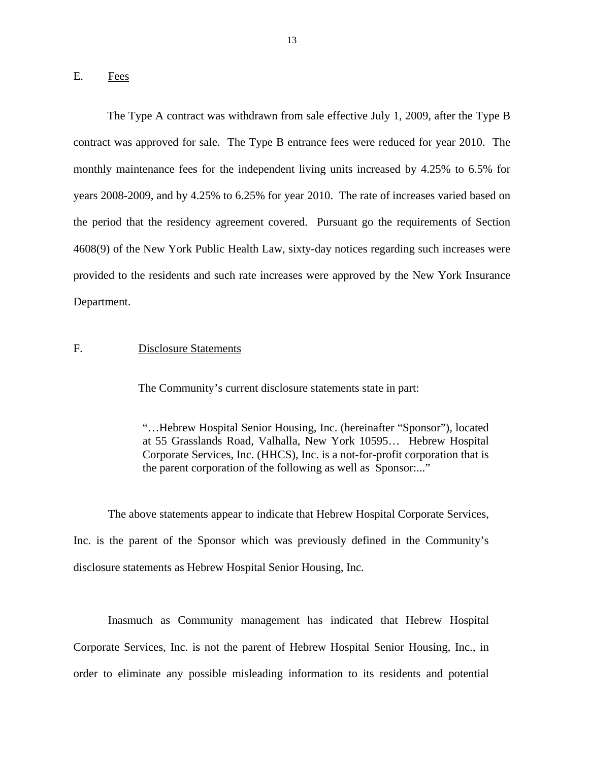## E. Fees

The Type A contract was withdrawn from sale effective July 1, 2009, after the Type B contract was approved for sale. The Type B entrance fees were reduced for year 2010. The monthly maintenance fees for the independent living units increased by 4.25% to 6.5% for years 2008-2009, and by 4.25% to 6.25% for year 2010. The rate of increases varied based on the period that the residency agreement covered. Pursuant go the requirements of Section 4608(9) of the New York Public Health Law, sixty-day notices regarding such increases were provided to the residents and such rate increases were approved by the New York Insurance Department.

## F. Disclosure Statements

The Community's current disclosure statements state in part:

> "…Hebrew Hospital Senior Housing, Inc. (hereinafter "Sponsor"), located at 55 Grasslands Road, Valhalla, New York 10595… Hebrew Hospital Corporate Services, Inc. (HHCS), Inc. is a not-for-profit corporation that is the parent corporation of the following as well as Sponsor:..."

The above statements appear to indicate that Hebrew Hospital Corporate Services, Inc. is the parent of the Sponsor which was previously defined in the Community's disclosure statements as Hebrew Hospital Senior Housing, Inc.

Inasmuch as Community management has indicated that Hebrew Hospital Corporate Services, Inc. is not the parent of Hebrew Hospital Senior Housing, Inc., in order to eliminate any possible misleading information to its residents and potential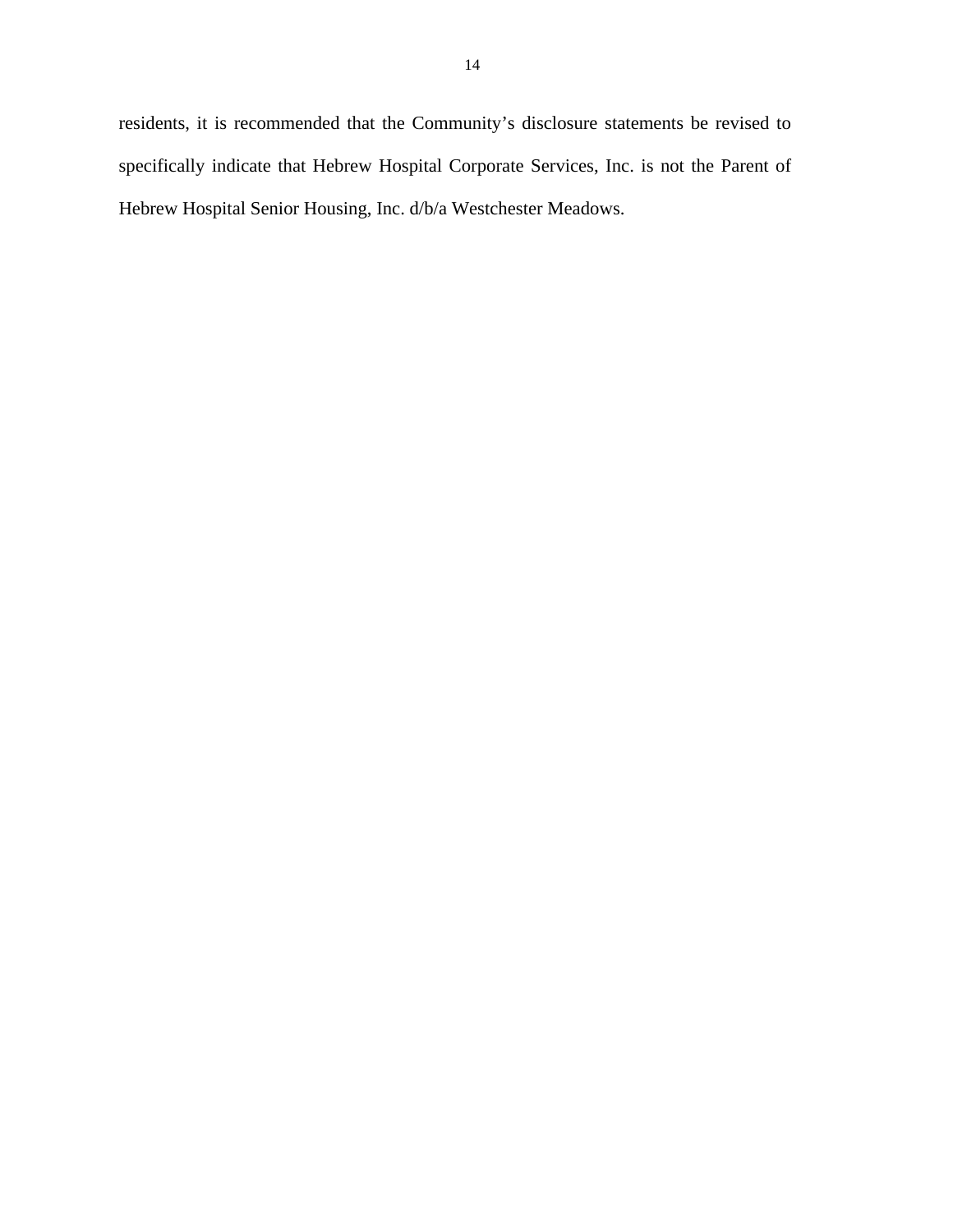residents, it is recommended that the Community's disclosure statements be revised to specifically indicate that Hebrew Hospital Corporate Services, Inc. is not the Parent of Hebrew Hospital Senior Housing, Inc. d/b/a Westchester Meadows.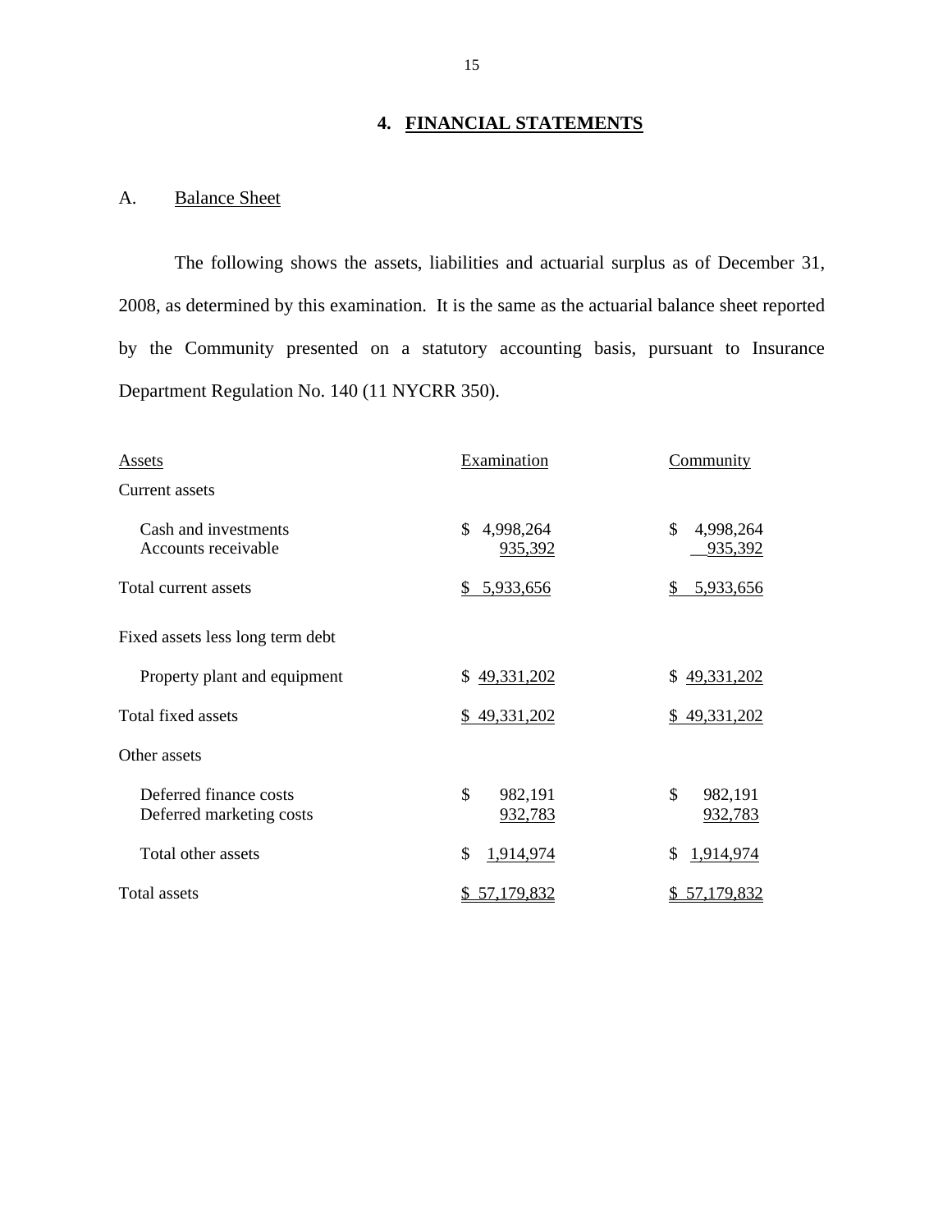## 4. FINANCIAL STATEMENTS

A. Balance Sheet

The following shows the assets, liabilities and actuarial surplus as of December 31, 2008, as determined by this examination. It is the same as the actuarial balance sheet reported by the Community presented on a statutory accounting basis, pursuant to Insurance Department Regulation No. 140 (11 NYCRR 350).

| Assets | Examination | Community |
|---|---|---|
| Current assets | | |
| Cash and investments | $ 4,998,264 | $ 4,998,264 |
| Accounts receivable | 935,392 | 935,392 |
| Total current assets | $ 5,933,656 | $ 5,933,656 |
| Fixed assets less long term debt | | |
| Property plant and equipment | $ 49,331,202 | $ 49,331,202 |
| Total fixed assets | $ 49,331,202 | $ 49,331,202 |
| Other assets | | |
| Deferred finance costs | $ 982,191 | $ 982,191 |
| Deferred marketing costs | 932,783 | 932,783 |
| Total other assets | $ 1,914,974 | $ 1,914,974 |
| Total assets | $ 57,179,832 | $ 57,179,832 |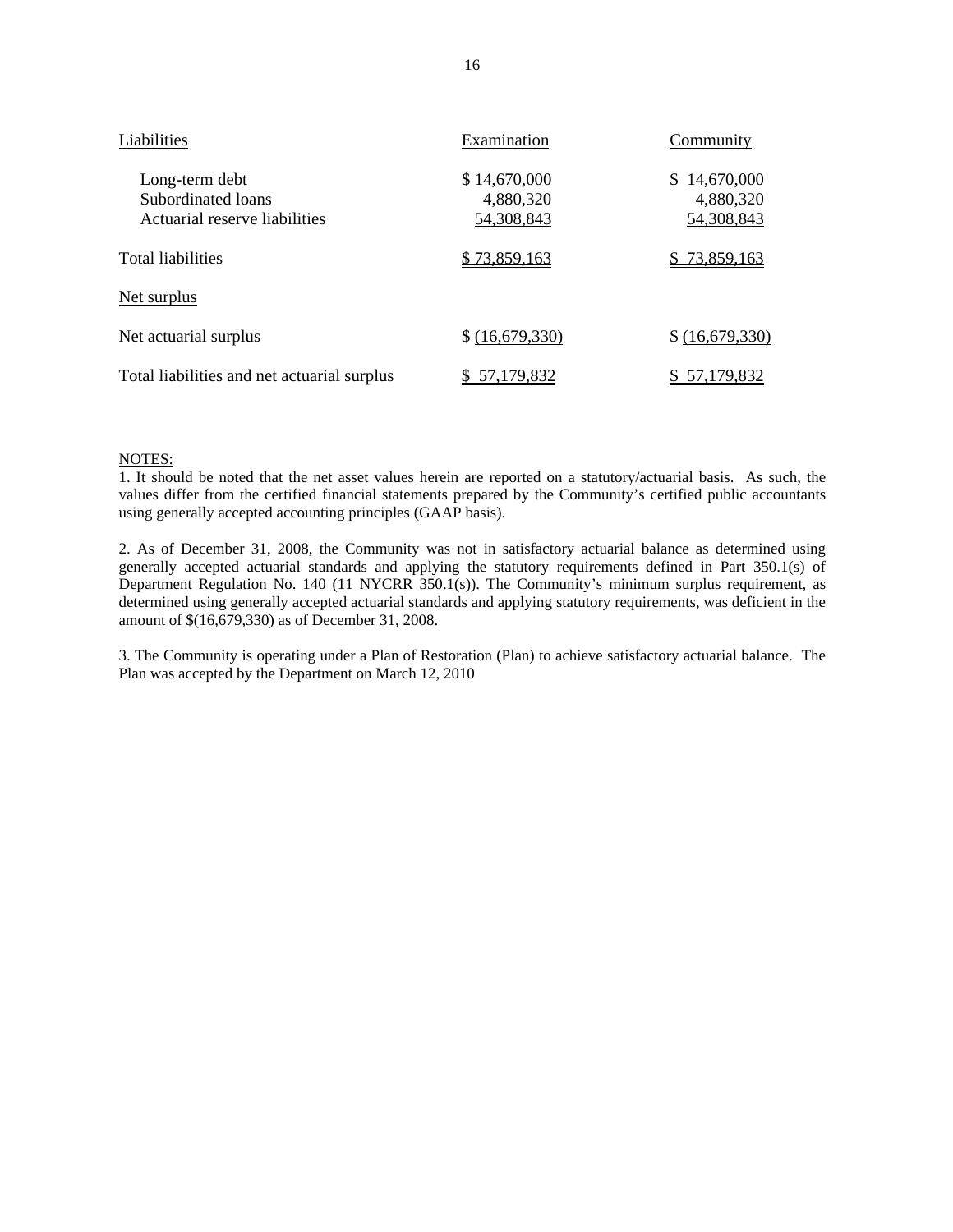| Liabilities | Examination | Community |
|---|---|---|
| Long-term debt | $ 14,670,000 | $ 14,670,000 |
| Subordinated loans | 4,880,320 | 4,880,320 |
| Actuarial reserve liabilities | 54,308,843 | 54,308,843 |
| Total liabilities | $ 73,859,163 | $ 73,859,163 |
| Net surplus | | |
| Net actuarial surplus | $ (16,679,330) | $ (16,679,330) |
| Total liabilities and net actuarial surplus | $ 57,179,832 | $ 57,179,832 |

NOTES:

1. It should be noted that the net asset values herein are reported on a statutory/actuarial basis. As such, the values differ from the certified financial statements prepared by the Community's certified public accountants using generally accepted accounting principles (GAAP basis).

2. As of December 31, 2008, the Community was not in satisfactory actuarial balance as determined using generally accepted actuarial standards and applying the statutory requirements defined in Part 350.1(s) of Department Regulation No. 140 (11 NYCRR 350.1(s)). The Community's minimum surplus requirement, as determined using generally accepted actuarial standards and applying statutory requirements, was deficient in the amount of $(16,679,330) as of December 31, 2008.

3. The Community is operating under a Plan of Restoration (Plan) to achieve satisfactory actuarial balance. The Plan was accepted by the Department on March 12, 2010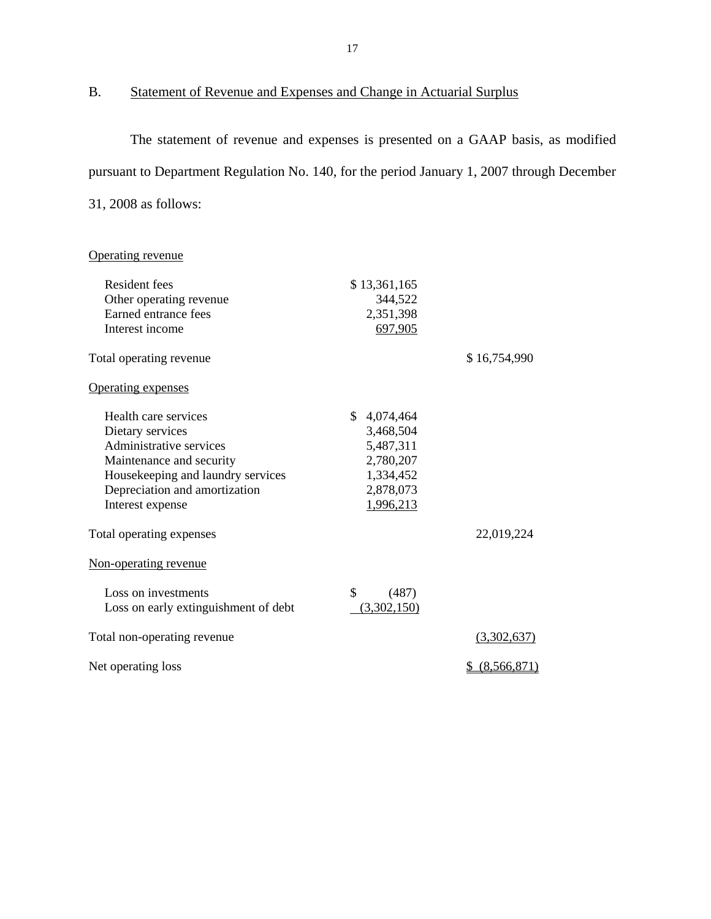## B. Statement of Revenue and Expenses and Change in Actuarial Surplus

The statement of revenue and expenses is presented on a GAAP basis, as modified pursuant to Department Regulation No. 140, for the period January 1, 2007 through December 31, 2008 as follows:

| | | |
|---|---|---|
| Operating revenue | | |
| Resident fees | $ 13,361,165 | |
| Other operating revenue | 344,522 | |
| Earned entrance fees | 2,351,398 | |
| Interest income | 697,905 | |
| Total operating revenue | | $ 16,754,990 |
| Operating expenses | | |
| Health care services | $ 4,074,464 | |
| Dietary services | 3,468,504 | |
| Administrative services | 5,487,311 | |
| Maintenance and security | 2,780,207 | |
| Housekeeping and laundry services | 1,334,452 | |
| Depreciation and amortization | 2,878,073 | |
| Interest expense | 1,996,213 | |
| Total operating expenses | | 22,019,224 |
| Non-operating revenue | | |
| Loss on investments | $ (487) | |
| Loss on early extinguishment of debt | (3,302,150) | |
| Total non-operating revenue | | (3,302,637) |
| Net operating loss | | $ (8,566,871) |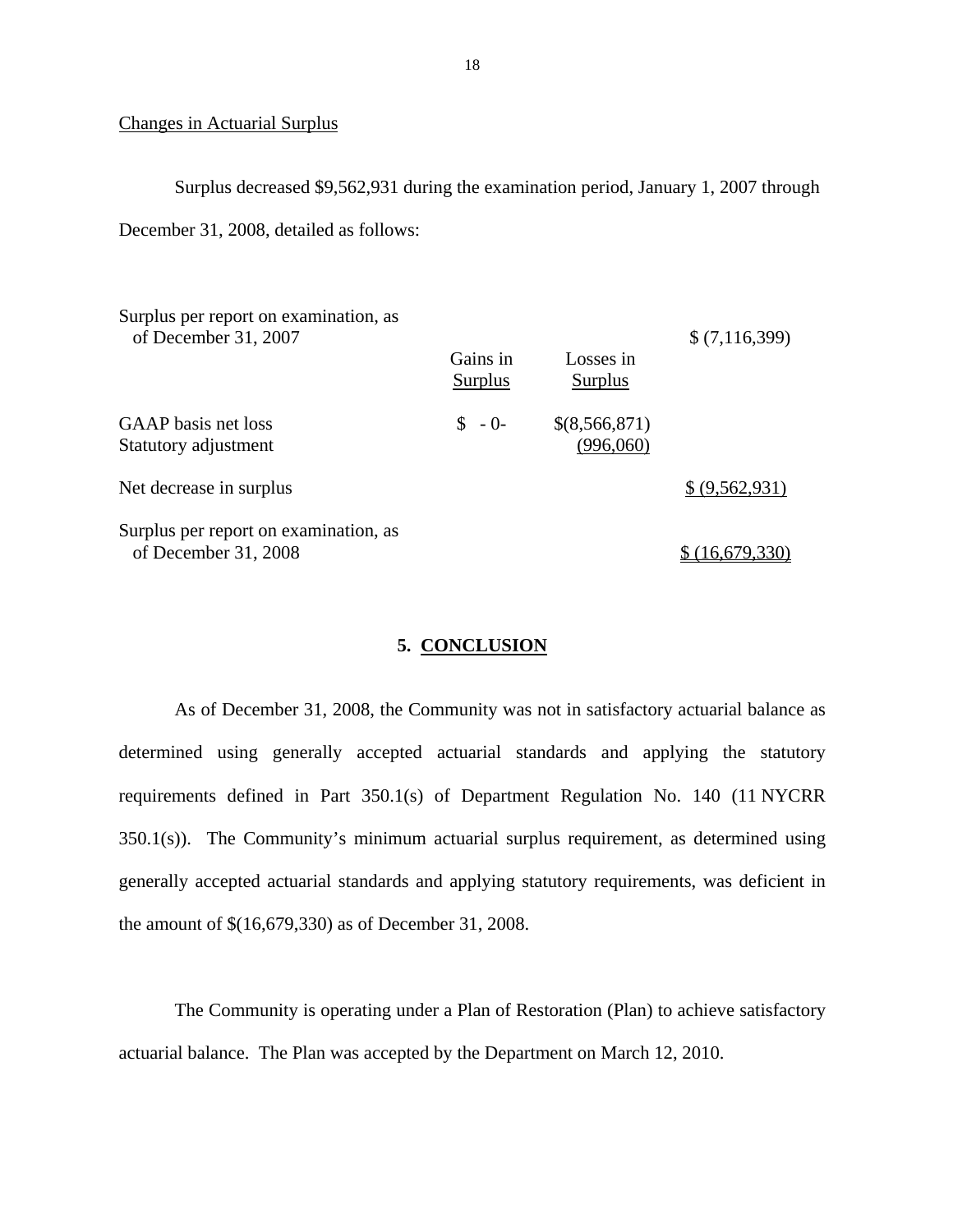Changes in Actuarial Surplus

Surplus decreased $9,562,931 during the examination period, January 1, 2007 through December 31, 2008, detailed as follows:

| | Gains in Surplus | Losses in Surplus | |
|---|---|---|---|
| Surplus per report on examination, as of December 31, 2007 | | | $ (7,116,399) |
| GAAP basis net loss | $ - 0- | $(8,566,871) | |
| Statutory adjustment | | (996,060) | |
| Net decrease in surplus | | | $ (9,562,931) |
| Surplus per report on examination, as of December 31, 2008 | | | $ (16,679,330) |

## 5. CONCLUSION

As of December 31, 2008, the Community was not in satisfactory actuarial balance as determined using generally accepted actuarial standards and applying the statutory requirements defined in Part 350.1(s) of Department Regulation No. 140 (11 NYCRR 350.1(s)). The Community's minimum actuarial surplus requirement, as determined using generally accepted actuarial standards and applying statutory requirements, was deficient in the amount of $(16,679,330) as of December 31, 2008.

The Community is operating under a Plan of Restoration (Plan) to achieve satisfactory actuarial balance. The Plan was accepted by the Department on March 12, 2010.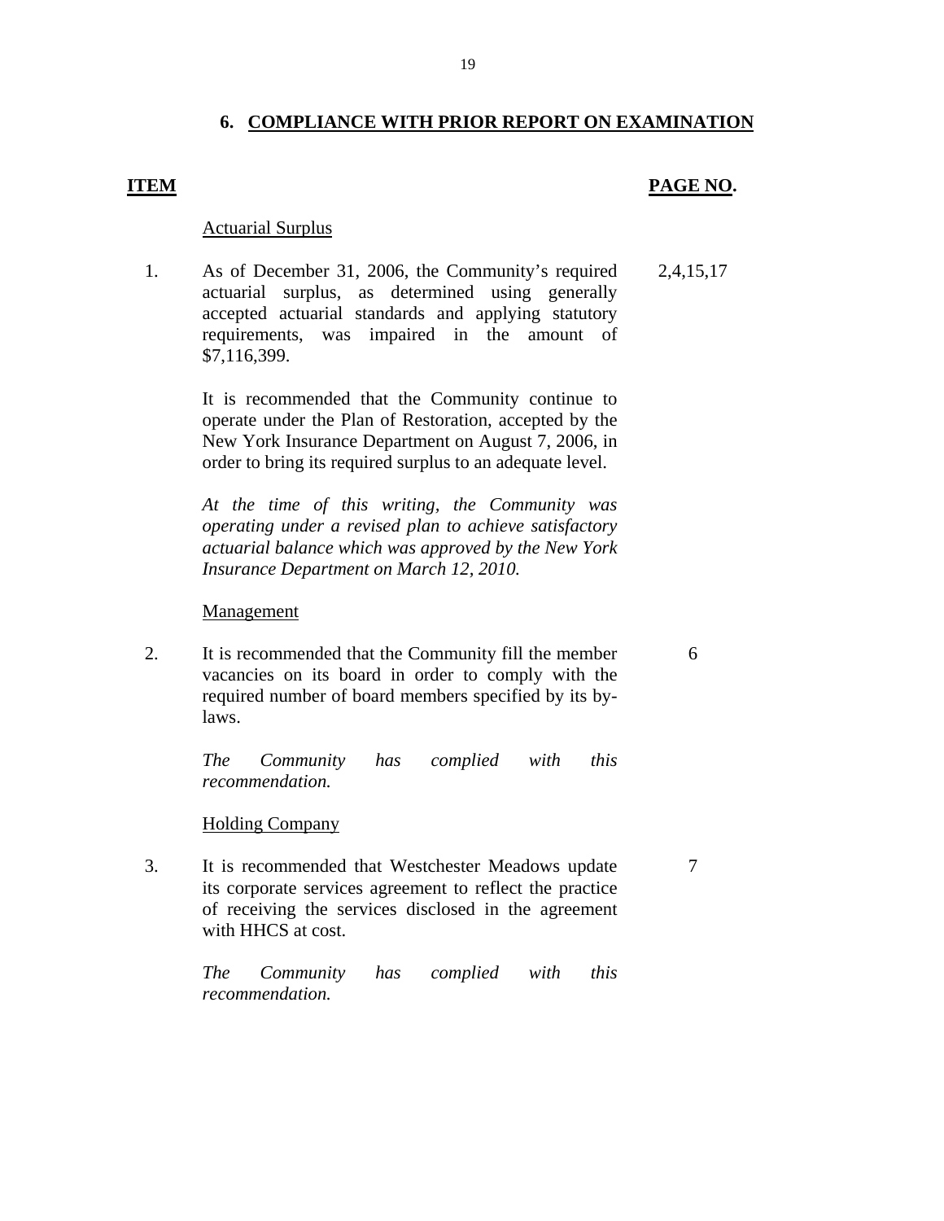## 6. COMPLIANCE WITH PRIOR REPORT ON EXAMINATION

| ITEM | | PAGE NO. |
|---|---|---|
| | Actuarial Surplus | |
| 1. | As of December 31, 2006, the Community's required actuarial surplus, as determined using generally accepted actuarial standards and applying statutory requirements, was impaired in the amount of $7,116,399.<br><br>It is recommended that the Community continue to operate under the Plan of Restoration, accepted by the New York Insurance Department on August 7, 2006, in order to bring its required surplus to an adequate level.<br><br>*At the time of this writing, the Community was operating under a revised plan to achieve satisfactory actuarial balance which was approved by the New York Insurance Department on March 12, 2010.* | 2,4,15,17 |
| | Management | |
| 2. | It is recommended that the Community fill the member vacancies on its board in order to comply with the required number of board members specified by its by-laws.<br><br>*The Community has complied with this recommendation.* | 6 |
| | Holding Company | |
| 3. | It is recommended that Westchester Meadows update its corporate services agreement to reflect the practice of receiving the services disclosed in the agreement with HHCS at cost.<br><br>*The Community has complied with this recommendation.* | 7 |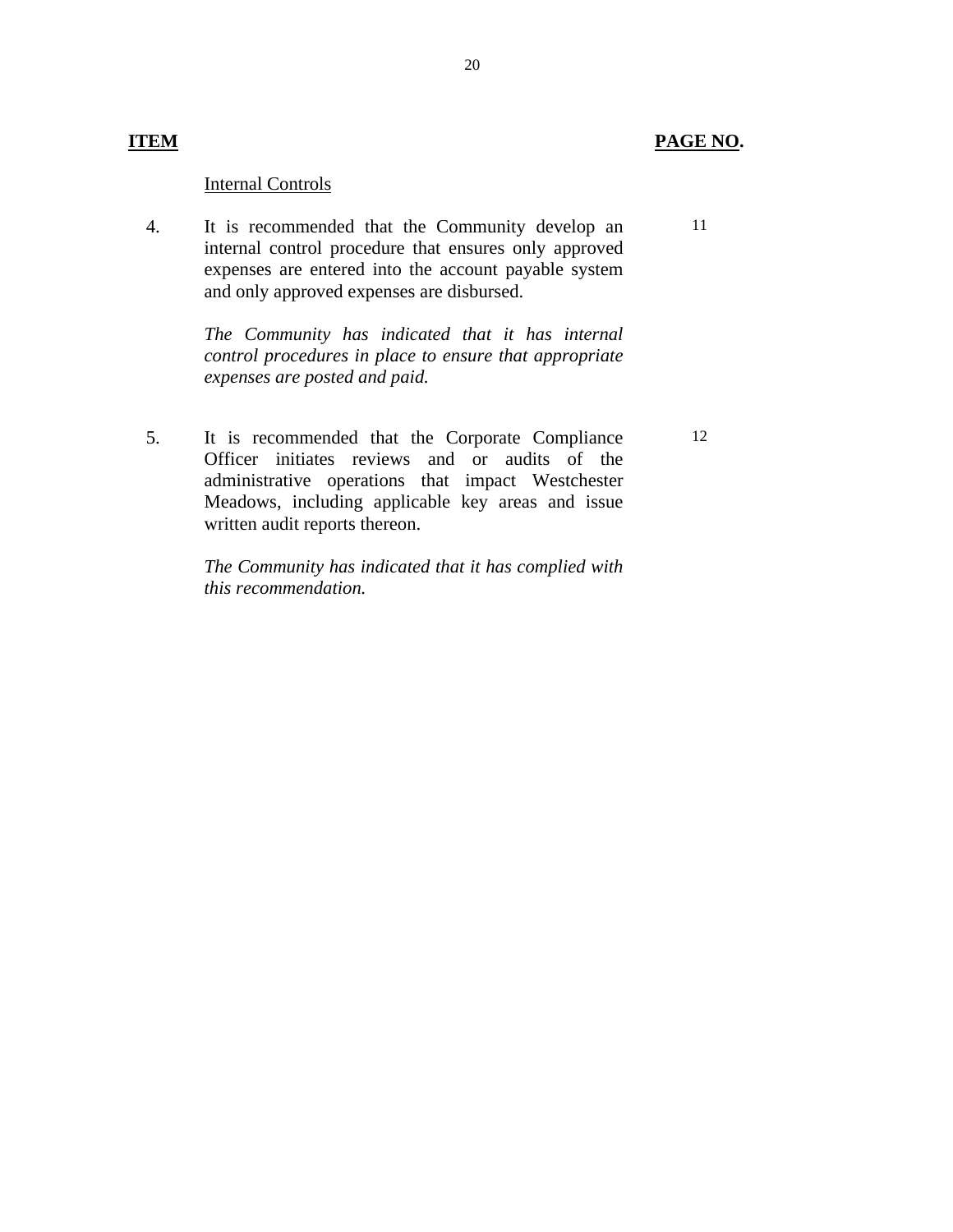| ITEM | | PAGE NO. |
|---|---|---|
| | Internal Controls | |
| 4. | It is recommended that the Community develop an internal control procedure that ensures only approved expenses are entered into the account payable system and only approved expenses are disbursed.<br><br>*The Community has indicated that it has internal control procedures in place to ensure that appropriate expenses are posted and paid.* | 11 |
| 5. | It is recommended that the Corporate Compliance Officer initiates reviews and or audits of the administrative operations that impact Westchester Meadows, including applicable key areas and issue written audit reports thereon.<br><br>*The Community has indicated that it has complied with this recommendation.* | 12 |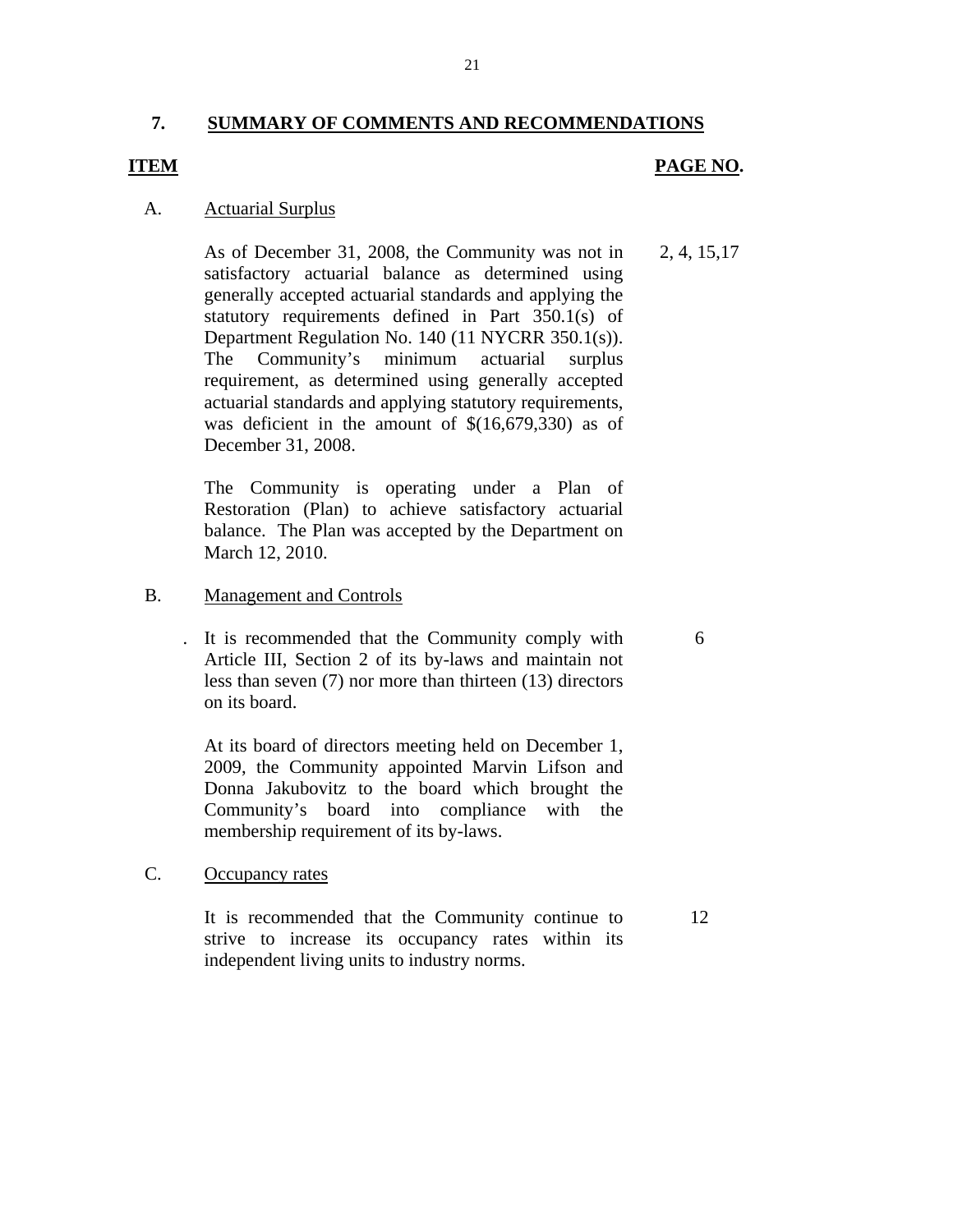## 7. SUMMARY OF COMMENTS AND RECOMMENDATIONS

| ITEM | | PAGE NO. |
|---|---|---|
| A. | Actual Surplus | |
| | As of December 31, 2008, the Community was not in satisfactory actuarial balance as determined using generally accepted actuarial standards and applying the statutory requirements defined in Part 350.1(s) of Department Regulation No. 140 (11 NYCRR 350.1(s)). The Community's minimum actuarial surplus requirement, as determined using generally accepted actuarial standards and applying statutory requirements, was deficient in the amount of $(16,679,330) as of December 31, 2008. | 2, 4, 15,17 |
| | The Community is operating under a Plan of Restoration (Plan) to achieve satisfactory actuarial balance. The Plan was accepted by the Department on March 12, 2010. | |
| B. | Management and Controls | |
| | . It is recommended that the Community comply with Article III, Section 2 of its by-laws and maintain not less than seven (7) nor more than thirteen (13) directors on its board. | 6 |
| | At its board of directors meeting held on December 1, 2009, the Community appointed Marvin Lifson and Donna Jakubovitz to the board which brought the Community's board into compliance with the membership requirement of its by-laws. | |
| C. | Occupancy rates | |
| | It is recommended that the Community continue to strive to increase its occupancy rates within its independent living units to industry norms. | 12 |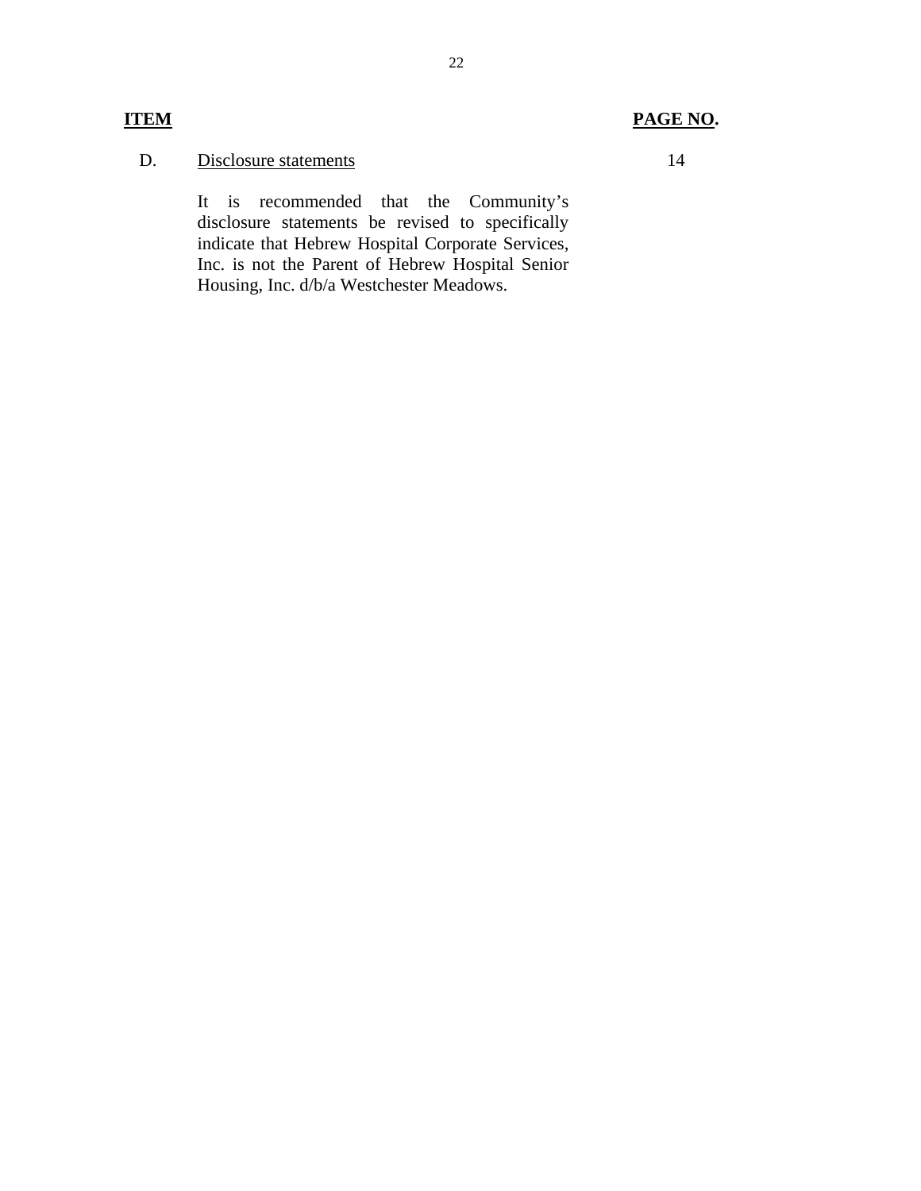| **ITEM** | | **PAGE NO.** |
|---|---|---|
| D. | Disclosure statements | 14 |
| | It is recommended that the Community's disclosure statements be revised to specifically indicate that Hebrew Hospital Corporate Services, Inc. is not the Parent of Hebrew Hospital Senior Housing, Inc. d/b/a Westchester Meadows. | |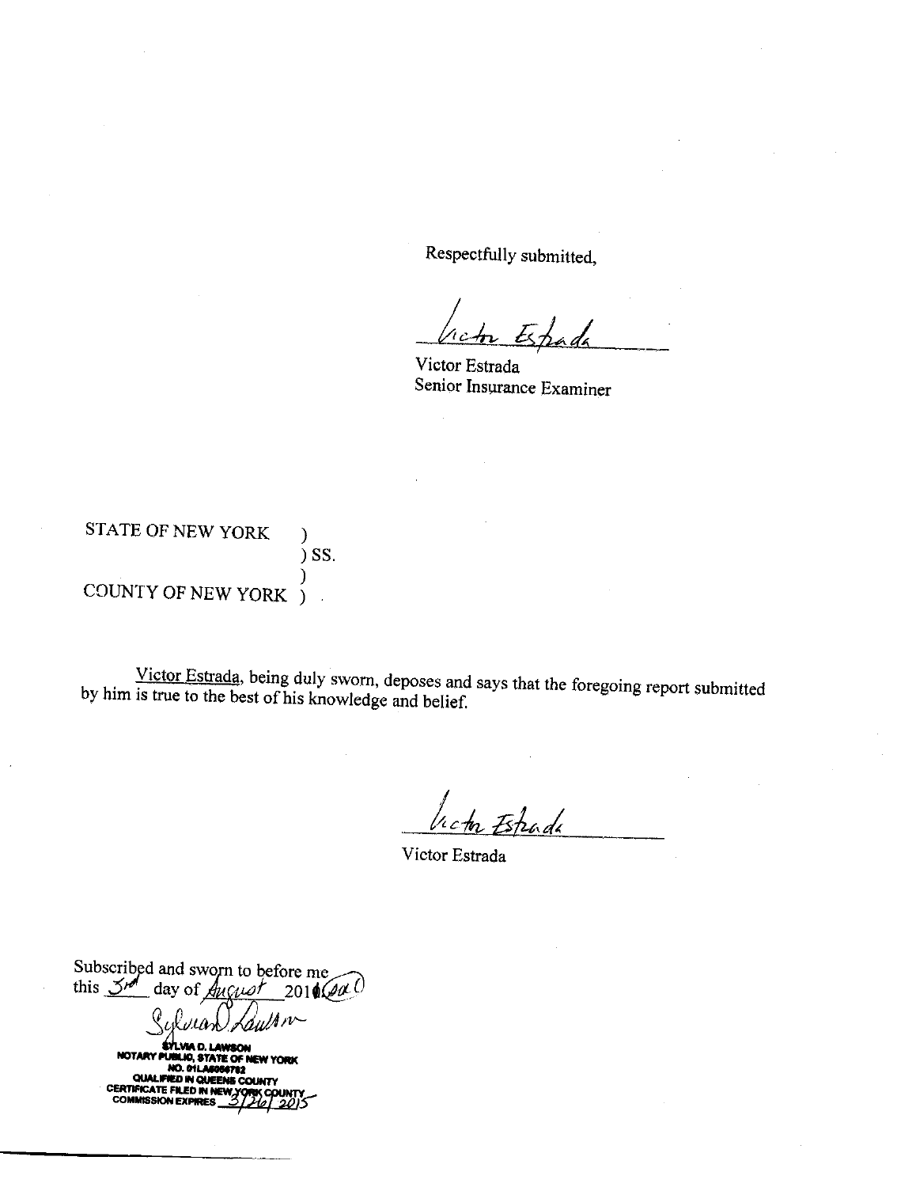Respectfully submitted,

/s/ Victor Estrada

Victor Estrada
Senior Insurance Examiner

STATE OF NEW YORK )
) SS.
)
COUNTY OF NEW YORK )

Victor Estrada, being duly sworn, deposes and says that the foregoing report submitted by him is true to the best of his knowledge and belief.

/s/ Victor Estrada

Victor Estrada

Subscribed and sworn to before me
this 3rd day of August 2010

/s/ Sylvia D. Lawson

SYLVIA D. LAWSON
NOTARY PUBLIC, STATE OF NEW YORK
NO. 01LA6066782
QUALIFIED IN QUEENS COUNTY
CERTIFICATE FILED IN NEW YORK COUNTY
COMMISSION EXPIRES 3/26/2015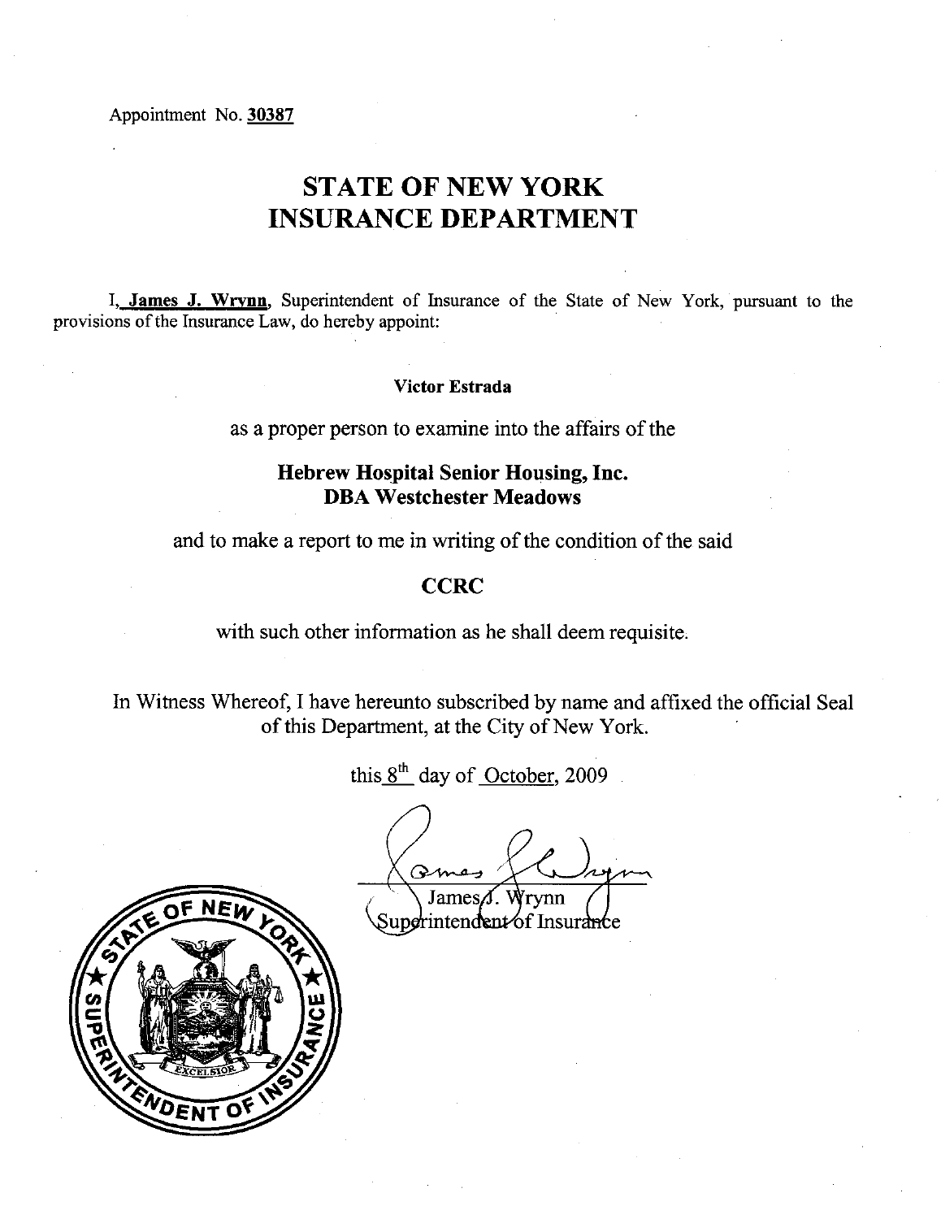Appointment No. **30387**

# STATE OF NEW YORK
# INSURANCE DEPARTMENT

I, **James J. Wrynn**, Superintendent of Insurance of the State of New York, pursuant to the provisions of the Insurance Law, do hereby appoint:

**Victor Estrada**

as a proper person to examine into the affairs of the

**Hebrew Hospital Senior Housing, Inc.**
**DBA Westchester Meadows**

and to make a report to me in writing of the condition of the said

**CCRC**

with such other information as he shall deem requisite.

In Witness Whereof, I have hereunto subscribed by name and affixed the official Seal of this Department, at the City of New York.

this 8th day of October, 2009

James J. Wrynn
Superintendent of Insurance

STATE OF NEW YORK SUPERINTENDENT OF INSURANCE
EXCELSIOR